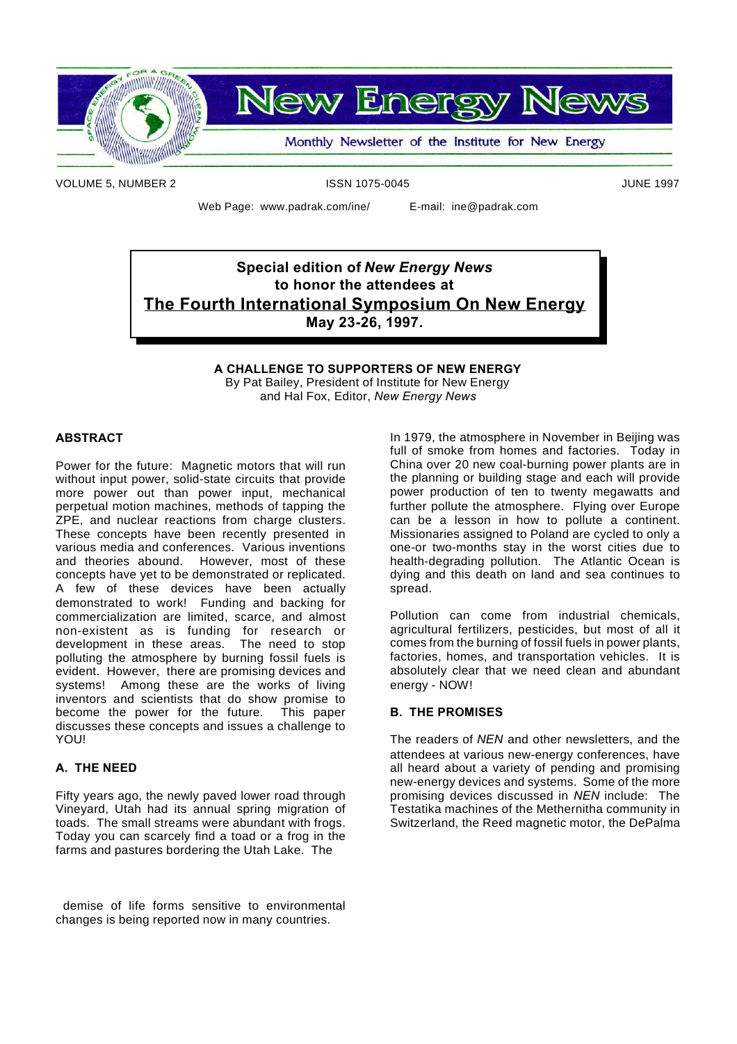# New Energy News

Monthly Newsletter of the Institute for New Energy

VOLUME 5, NUMBER 2 ISSN 1075-0045 JUNE 1997

Web Page: www.padrak.com/ine/ E-mail: ine@padrak.com

**Special edition of *New Energy News***
**to honor the attendees at**
**The Fourth International Symposium On New Energy**
**May 23-26, 1997.**

## A CHALLENGE TO SUPPORTERS OF NEW ENERGY

By Pat Bailey, President of Institute for New Energy
and Hal Fox, Editor, *New Energy News*

### ABSTRACT

Power for the future: Magnetic motors that will run without input power, solid-state circuits that provide more power out than power input, mechanical perpetual motion machines, methods of tapping the ZPE, and nuclear reactions from charge clusters. These concepts have been recently presented in various media and conferences. Various inventions and theories abound. However, most of these concepts have yet to be demonstrated or replicated. A few of these devices have been actually demonstrated to work! Funding and backing for commercialization are limited, scarce, and almost non-existent as is funding for research or development in these areas. The need to stop polluting the atmosphere by burning fossil fuels is evident. However, there are promising devices and systems! Among these are the works of living inventors and scientists that do show promise to become the power for the future. This paper discusses these concepts and issues a challenge to YOU!

### A. THE NEED

Fifty years ago, the newly paved lower road through Vineyard, Utah had its annual spring migration of toads. The small streams were abundant with frogs. Today you can scarcely find a toad or a frog in the farms and pastures bordering the Utah Lake. The demise of life forms sensitive to environmental changes is being reported now in many countries.

In 1979, the atmosphere in November in Beijing was full of smoke from homes and factories. Today in China over 20 new coal-burning power plants are in the planning or building stage and each will provide power production of ten to twenty megawatts and further pollute the atmosphere. Flying over Europe can be a lesson in how to pollute a continent. Missionaries assigned to Poland are cycled to only a one-or two-months stay in the worst cities due to health-degrading pollution. The Atlantic Ocean is dying and this death on land and sea continues to spread.

Pollution can come from industrial chemicals, agricultural fertilizers, pesticides, but most of all it comes from the burning of fossil fuels in power plants, factories, homes, and transportation vehicles. It is absolutely clear that we need clean and abundant energy - NOW!

### B. THE PROMISES

The readers of *NEN* and other newsletters, and the attendees at various new-energy conferences, have all heard about a variety of pending and promising new-energy devices and systems. Some of the more promising devices discussed in *NEN* include: The Testatika machines of the Methernitha community in Switzerland, the Reed magnetic motor, the DePalma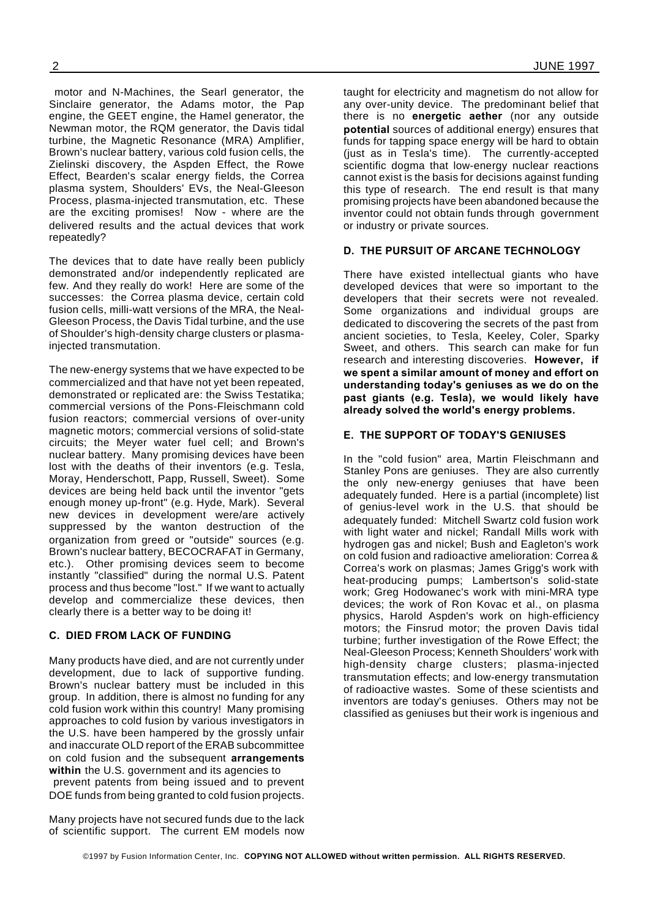motor and N-Machines, the Searl generator, the Sinclaire generator, the Adams motor, the Pap engine, the GEET engine, the Hamel generator, the Newman motor, the RQM generator, the Davis tidal turbine, the Magnetic Resonance (MRA) Amplifier, Brown's nuclear battery, various cold fusion cells, the Zielinski discovery, the Aspden Effect, the Rowe Effect, Bearden's scalar energy fields, the Correa plasma system, Shoulders' EVs, the Neal-Gleeson Process, plasma-injected transmutation, etc. These are the exciting promises! Now - where are the delivered results and the actual devices that work repeatedly?

The devices that to date have really been publicly demonstrated and/or independently replicated are few. And they really do work! Here are some of the successes: the Correa plasma device, certain cold fusion cells, milli-watt versions of the MRA, the Neal-Gleeson Process, the Davis Tidal turbine, and the use of Shoulder's high-density charge clusters or plasma-injected transmutation.

The new-energy systems that we have expected to be commercialized and that have not yet been repeated, demonstrated or replicated are: the Swiss Testatika; commercial versions of the Pons-Fleischmann cold fusion reactors; commercial versions of over-unity magnetic motors; commercial versions of solid-state circuits; the Meyer water fuel cell; and Brown's nuclear battery. Many promising devices have been lost with the deaths of their inventors (e.g. Tesla, Moray, Henderschott, Papp, Russell, Sweet). Some devices are being held back until the inventor "gets enough money up-front" (e.g. Hyde, Mark). Several new devices in development were/are actively suppressed by the wanton destruction of the organization from greed or "outside" sources (e.g. Brown's nuclear battery, BECOCRAFAT in Germany, etc.). Other promising devices seem to become instantly "classified" during the normal U.S. Patent process and thus become "lost." If we want to actually develop and commercialize these devices, then clearly there is a better way to be doing it!

### C. DIED FROM LACK OF FUNDING

Many products have died, and are not currently under development, due to lack of supportive funding. Brown's nuclear battery must be included in this group. In addition, there is almost no funding for any cold fusion work within this country! Many promising approaches to cold fusion by various investigators in the U.S. have been hampered by the grossly unfair and inaccurate OLD report of the ERAB subcommittee on cold fusion and the subsequent **arrangements within** the U.S. government and its agencies to prevent patents from being issued and to prevent DOE funds from being granted to cold fusion projects.

Many projects have not secured funds due to the lack of scientific support. The current EM models now taught for electricity and magnetism do not allow for any over-unity device. The predominant belief that there is no **energetic aether** (nor any outside **potential** sources of additional energy) ensures that funds for tapping space energy will be hard to obtain (just as in Tesla's time). The currently-accepted scientific dogma that low-energy nuclear reactions cannot exist is the basis for decisions against funding this type of research. The end result is that many promising projects have been abandoned because the inventor could not obtain funds through government or industry or private sources.

### D. THE PURSUIT OF ARCANE TECHNOLOGY

There have existed intellectual giants who have developed devices that were so important to the developers that their secrets were not revealed. Some organizations and individual groups are dedicated to discovering the secrets of the past from ancient societies, to Tesla, Keeley, Coler, Sparky Sweet, and others. This search can make for fun research and interesting discoveries. **However, if we spent a similar amount of money and effort on understanding today's geniuses as we do on the past giants (e.g. Tesla), we would likely have already solved the world's energy problems.**

### E. THE SUPPORT OF TODAY'S GENIUSES

In the "cold fusion" area, Martin Fleischmann and Stanley Pons are geniuses. They are also currently the only new-energy geniuses that have been adequately funded. Here is a partial (incomplete) list of genius-level work in the U.S. that should be adequately funded: Mitchell Swartz cold fusion work with light water and nickel; Randall Mills work with hydrogen gas and nickel; Bush and Eagleton's work on cold fusion and radioactive amelioration: Correa & Correa's work on plasmas; James Grigg's work with heat-producing pumps; Lambertson's solid-state work; Greg Hodowanec's work with mini-MRA type devices; the work of Ron Kovac et al., on plasma physics, Harold Aspden's work on high-efficiency motors; the Finsrud motor; the proven Davis tidal turbine; further investigation of the Rowe Effect; the Neal-Gleeson Process; Kenneth Shoulders' work with high-density charge clusters; plasma-injected transmutation effects; and low-energy transmutation of radioactive wastes. Some of these scientists and inventors are today's geniuses. Others may not be classified as geniuses but their work is ingenious and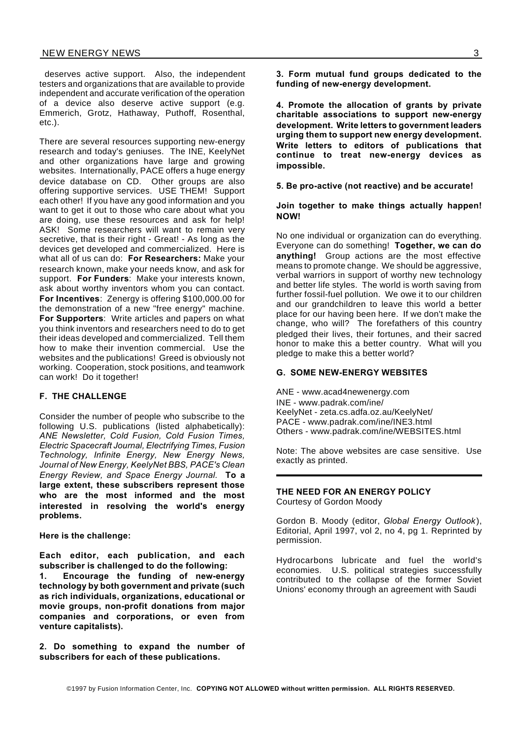deserves active support. Also, the independent testers and organizations that are available to provide independent and accurate verification of the operation of a device also deserve active support (e.g. Emmerich, Grotz, Hathaway, Puthoff, Rosenthal, etc.).

There are several resources supporting new-energy research and today's geniuses. The INE, KeelyNet and other organizations have large and growing websites. Internationally, PACE offers a huge energy device database on CD. Other groups are also offering supportive services. USE THEM! Support each other! If you have any good information and you want to get it out to those who care about what you are doing, use these resources and ask for help! ASK! Some researchers will want to remain very secretive, that is their right - Great! - As long as the devices get developed and commercialized. Here is what all of us can do: **For Researchers:** Make your research known, make your needs know, and ask for support. **For Funders**: Make your interests known, ask about worthy inventors whom you can contact. **For Incentives**: Zenergy is offering $100,000.00 for the demonstration of a new "free energy" machine. **For Supporters**: Write articles and papers on what you think inventors and researchers need to do to get their ideas developed and commercialized. Tell them how to make their invention commercial. Use the websites and the publications! Greed is obviously not working. Cooperation, stock positions, and teamwork can work! Do it together!

### F. THE CHALLENGE

Consider the number of people who subscribe to the following U.S. publications (listed alphabetically): *ANE Newsletter, Cold Fusion, Cold Fusion Times, Electric Spacecraft Journal, Electrifying Times, Fusion Technology, Infinite Energy, New Energy News, Journal of New Energy, KeelyNet BBS, PACE's Clean Energy Review, and Space Energy Journal.* **To a large extent, these subscribers represent those who are the most informed and the most interested in resolving the world's energy problems.**

**Here is the challenge:**

**Each editor, each publication, and each subscriber is challenged to do the following:**

**1. Encourage the funding of new-energy technology by both government and private (such as rich individuals, organizations, educational or movie groups, non-profit donations from major companies and corporations, or even from venture capitalists).**

**2. Do something to expand the number of subscribers for each of these publications.**

**3. Form mutual fund groups dedicated to the funding of new-energy development.**

**4. Promote the allocation of grants by private charitable associations to support new-energy development. Write letters to government leaders urging them to support new energy development. Write letters to editors of publications that continue to treat new-energy devices as impossible.**

**5. Be pro-active (not reactive) and be accurate!**

**Join together to make things actually happen! NOW!**

No one individual or organization can do everything. Everyone can do something! **Together, we can do anything!** Group actions are the most effective means to promote change. We should be aggressive, verbal warriors in support of worthy new technology and better life styles. The world is worth saving from further fossil-fuel pollution. We owe it to our children and our grandchildren to leave this world a better place for our having been here. If we don't make the change, who will? The forefathers of this country pledged their lives, their fortunes, and their sacred honor to make this a better country. What will you pledge to make this a better world?

### G. SOME NEW-ENERGY WEBSITES

ANE - www.acad4newenergy.com
INE - www.padrak.com/ine/
KeelyNet - zeta.cs.adfa.oz.au/KeelyNet/
PACE - www.padrak.com/ine/INE3.html
Others - www.padrak.com/ine/WEBSITES.html

Note: The above websites are case sensitive. Use exactly as printed.

---

## THE NEED FOR AN ENERGY POLICY

Courtesy of Gordon Moody

Gordon B. Moody (editor, *Global Energy Outlook*), Editorial, April 1997, vol 2, no 4, pg 1. Reprinted by permission.

Hydrocarbons lubricate and fuel the world's economies. U.S. political strategies successfully contributed to the collapse of the former Soviet Unions' economy through an agreement with Saudi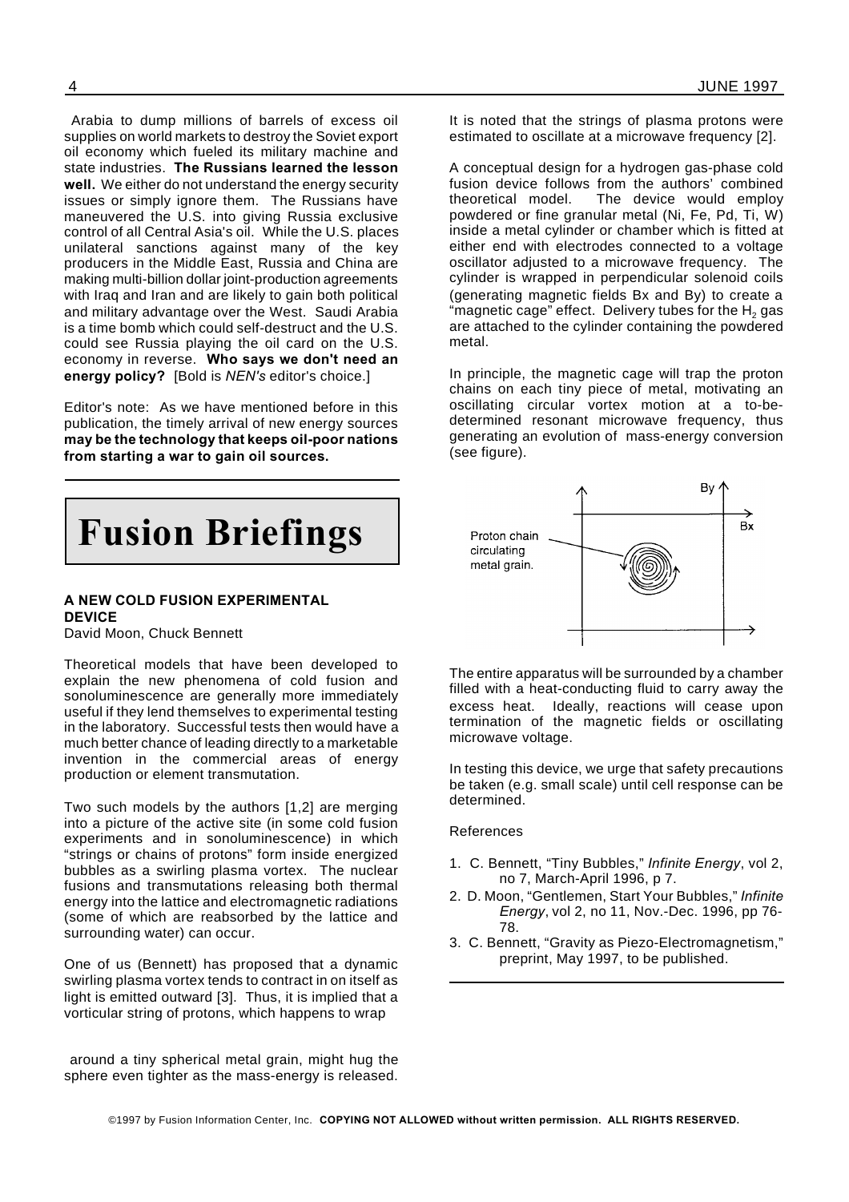Arabia to dump millions of barrels of excess oil supplies on world markets to destroy the Soviet export oil economy which fueled its military machine and state industries. **The Russians learned the lesson well.** We either do not understand the energy security issues or simply ignore them. The Russians have maneuvered the U.S. into giving Russia exclusive control of all Central Asia's oil. While the U.S. places unilateral sanctions against many of the key producers in the Middle East, Russia and China are making multi-billion dollar joint-production agreements with Iraq and Iran and are likely to gain both political and military advantage over the West. Saudi Arabia is a time bomb which could self-destruct and the U.S. could see Russia playing the oil card on the U.S. economy in reverse. **Who says we don't need an energy policy?** [Bold is *NEN's* editor's choice.]

Editor's note: As we have mentioned before in this publication, the timely arrival of new energy sources **may be the technology that keeps oil-poor nations from starting a war to gain oil sources.**

# Fusion Briefings

### A NEW COLD FUSION EXPERIMENTAL DEVICE

David Moon, Chuck Bennett

Theoretical models that have been developed to explain the new phenomena of cold fusion and sonoluminescence are generally more immediately useful if they lend themselves to experimental testing in the laboratory. Successful tests then would have a much better chance of leading directly to a marketable invention in the commercial areas of energy production or element transmutation.

Two such models by the authors [1,2] are merging into a picture of the active site (in some cold fusion experiments and in sonoluminescence) in which "strings or chains of protons" form inside energized bubbles as a swirling plasma vortex. The nuclear fusions and transmutations releasing both thermal energy into the lattice and electromagnetic radiations (some of which are reabsorbed by the lattice and surrounding water) can occur.

One of us (Bennett) has proposed that a dynamic swirling plasma vortex tends to contract in on itself as light is emitted outward [3]. Thus, it is implied that a vorticular string of protons, which happens to wrap around a tiny spherical metal grain, might hug the sphere even tighter as the mass-energy is released. It is noted that the strings of plasma protons were estimated to oscillate at a microwave frequency [2].

A conceptual design for a hydrogen gas-phase cold fusion device follows from the authors' combined theoretical model. The device would employ powdered or fine granular metal (Ni, Fe, Pd, Ti, W) inside a metal cylinder or chamber which is fitted at either end with electrodes connected to a voltage oscillator adjusted to a microwave frequency. The cylinder is wrapped in perpendicular solenoid coils (generating magnetic fields Bx and By) to create a "magnetic cage" effect. Delivery tubes for the $H_2$ gas are attached to the cylinder containing the powdered metal.

In principle, the magnetic cage will trap the proton chains on each tiny piece of metal, motivating an oscillating circular vortex motion at a to-be-determined resonant microwave frequency, thus generating an evolution of mass-energy conversion (see figure).

Proton chain circulating metal grain.

The entire apparatus will be surrounded by a chamber filled with a heat-conducting fluid to carry away the excess heat. Ideally, reactions will cease upon termination of the magnetic fields or oscillating microwave voltage.

In testing this device, we urge that safety precautions be taken (e.g. small scale) until cell response can be determined.

References

1. C. Bennett, "Tiny Bubbles," *Infinite Energy*, vol 2, no 7, March-April 1996, p 7.
2. D. Moon, "Gentlemen, Start Your Bubbles," *Infinite Energy*, vol 2, no 11, Nov.-Dec. 1996, pp 76-78.
3. C. Bennett, "Gravity as Piezo-Electromagnetism," preprint, May 1997, to be published.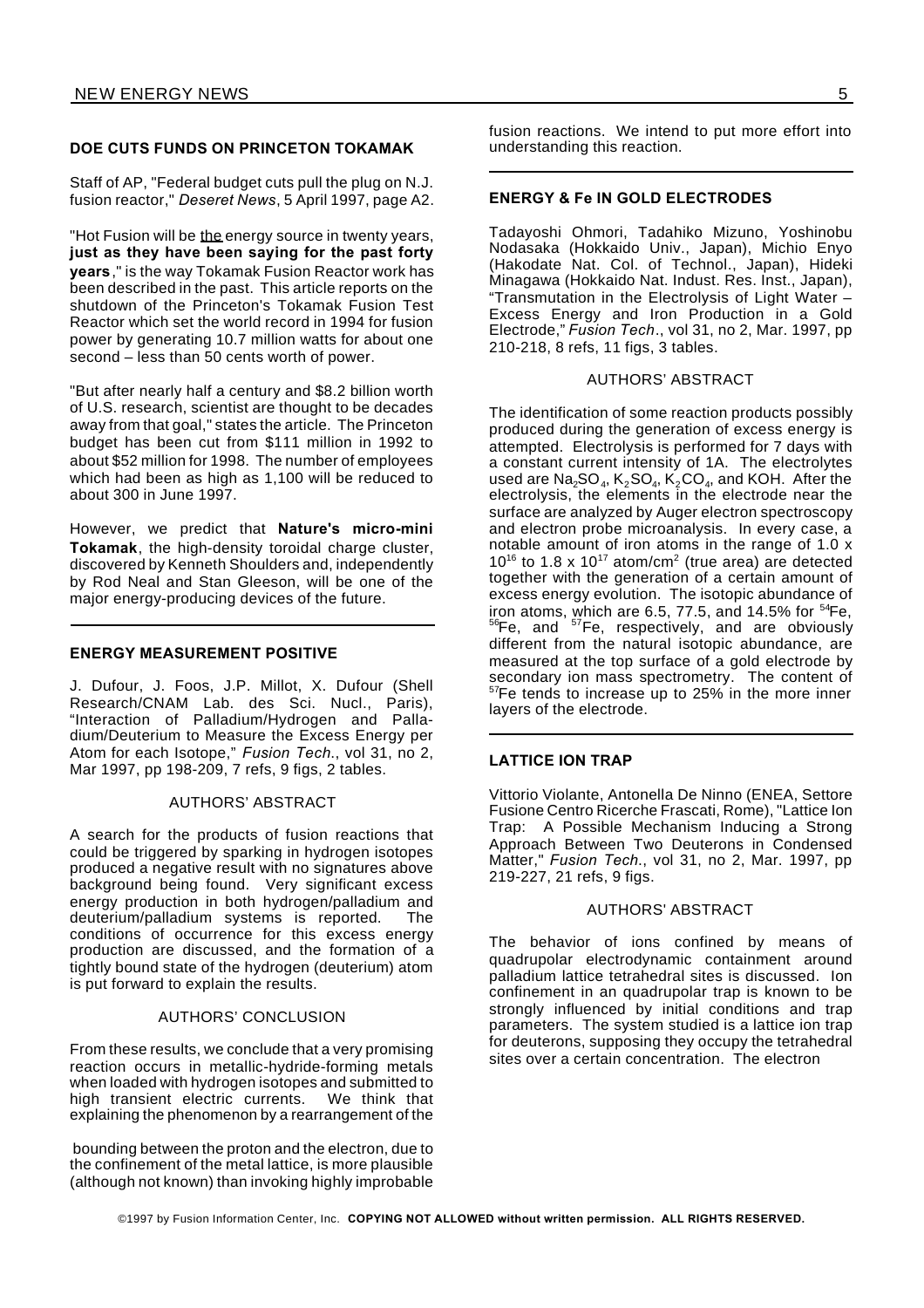## DOE CUTS FUNDS ON PRINCETON TOKAMAK

Staff of AP, "Federal budget cuts pull the plug on N.J. fusion reactor," *Deseret News*, 5 April 1997, page A2.

"Hot Fusion will be the energy source in twenty years, **just as they have been saying for the past forty years**," is the way Tokamak Fusion Reactor work has been described in the past. This article reports on the shutdown of the Princeton's Tokamak Fusion Test Reactor which set the world record in 1994 for fusion power by generating 10.7 million watts for about one second – less than 50 cents worth of power.

"But after nearly half a century and $8.2 billion worth of U.S. research, scientist are thought to be decades away from that goal," states the article. The Princeton budget has been cut from $111 million in 1992 to about $52 million for 1998. The number of employees which had been as high as 1,100 will be reduced to about 300 in June 1997.

However, we predict that **Nature's micro-mini Tokamak**, the high-density toroidal charge cluster, discovered by Kenneth Shoulders and, independently by Rod Neal and Stan Gleeson, will be one of the major energy-producing devices of the future.

## ENERGY MEASUREMENT POSITIVE

J. Dufour, J. Foos, J.P. Millot, X. Dufour (Shell Research/CNAM Lab. des Sci. Nucl., Paris), "Interaction of Palladium/Hydrogen and Palladium/Deuterium to Measure the Excess Energy per Atom for each Isotope," *Fusion Tech.*, vol 31, no 2, Mar 1997, pp 198-209, 7 refs, 9 figs, 2 tables.

AUTHORS' ABSTRACT

A search for the products of fusion reactions that could be triggered by sparking in hydrogen isotopes produced a negative result with no signatures above background being found. Very significant excess energy production in both hydrogen/palladium and deuterium/palladium systems is reported. The conditions of occurrence for this excess energy production are discussed, and the formation of a tightly bound state of the hydrogen (deuterium) atom is put forward to explain the results.

AUTHORS' CONCLUSION

From these results, we conclude that a very promising reaction occurs in metallic-hydride-forming metals when loaded with hydrogen isotopes and submitted to high transient electric currents. We think that explaining the phenomenon by a rearrangement of the bounding between the proton and the electron, due to the confinement of the metal lattice, is more plausible (although not known) than invoking highly improbable fusion reactions. We intend to put more effort into understanding this reaction.

## ENERGY & Fe IN GOLD ELECTRODES

Tadayoshi Ohmori, Tadahiko Mizuno, Yoshinobu Nodasaka (Hokkaido Univ., Japan), Michio Enyo (Hakodate Nat. Col. of Technol., Japan), Hideki Minagawa (Hokkaido Nat. Indust. Res. Inst., Japan), "Transmutation in the Electrolysis of Light Water – Excess Energy and Iron Production in a Gold Electrode," *Fusion Tech*., vol 31, no 2, Mar. 1997, pp 210-218, 8 refs, 11 figs, 3 tables.

AUTHORS' ABSTRACT

The identification of some reaction products possibly produced during the generation of excess energy is attempted. Electrolysis is performed for 7 days with a constant current intensity of 1A. The electrolytes used are $Na_2SO_4$, $K_2SO_4$, $K_2CO_4$, and KOH. After the electrolysis, the elements in the electrode near the surface are analyzed by Auger electron spectroscopy and electron probe microanalysis. In every case, a notable amount of iron atoms in the range of $1.0 \times 10^{16}$ to $1.8 \times 10^{17}$ atom/cm$^2$ (true area) are detected together with the generation of a certain amount of excess energy evolution. The isotopic abundance of iron atoms, which are 6.5, 77.5, and 14.5% for $^{54}Fe$, $^{56}Fe$, and $^{57}Fe$, respectively, and are obviously different from the natural isotopic abundance, are measured at the top surface of a gold electrode by secondary ion mass spectrometry. The content of $^{57}Fe$ tends to increase up to 25% in the more inner layers of the electrode.

## LATTICE ION TRAP

Vittorio Violante, Antonella De Ninno (ENEA, Settore Fusione Centro Ricerche Frascati, Rome), "Lattice Ion Trap: A Possible Mechanism Inducing a Strong Approach Between Two Deuterons in Condensed Matter," *Fusion Tech.*, vol 31, no 2, Mar. 1997, pp 219-227, 21 refs, 9 figs.

AUTHORS' ABSTRACT

The behavior of ions confined by means of quadrupolar electrodynamic containment around palladium lattice tetrahedral sites is discussed. Ion confinement in an quadrupolar trap is known to be strongly influenced by initial conditions and trap parameters. The system studied is a lattice ion trap for deuterons, supposing they occupy the tetrahedral sites over a certain concentration. The electron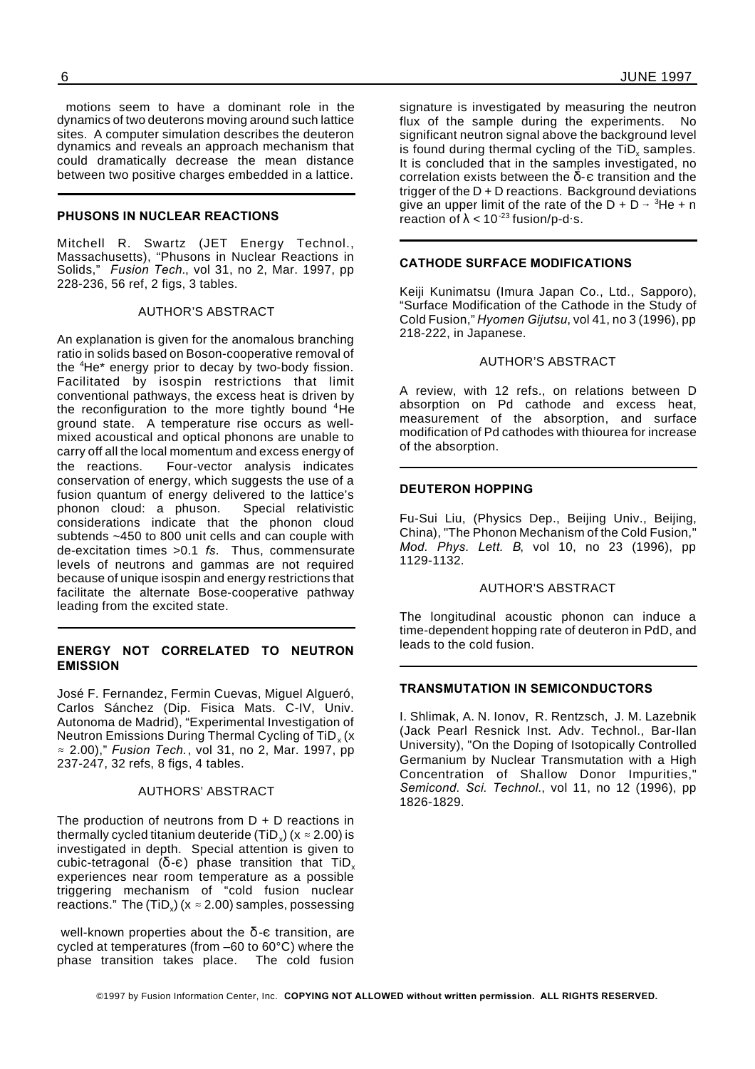motions seem to have a dominant role in the dynamics of two deuterons moving around such lattice sites. A computer simulation describes the deuteron dynamics and reveals an approach mechanism that could dramatically decrease the mean distance between two positive charges embedded in a lattice.

---

### PHUSONS IN NUCLEAR REACTIONS

Mitchell R. Swartz (JET Energy Technol., Massachusetts), "Phusons in Nuclear Reactions in Solids," *Fusion Tech*., vol 31, no 2, Mar. 1997, pp 228-236, 56 ref, 2 figs, 3 tables.

AUTHOR'S ABSTRACT

An explanation is given for the anomalous branching ratio in solids based on Boson-cooperative removal of the $^4He^*$ energy prior to decay by two-body fission. Facilitated by isospin restrictions that limit conventional pathways, the excess heat is driven by the reconfiguration to the more tightly bound $^4He$ ground state. A temperature rise occurs as well-mixed acoustical and optical phonons are unable to carry off all the local momentum and excess energy of the reactions. Four-vector analysis indicates conservation of energy, which suggests the use of a fusion quantum of energy delivered to the lattice's phonon cloud: a phuson. Special relativistic considerations indicate that the phonon cloud subtends ~450 to 800 unit cells and can couple with de-excitation times >0.1 *fs*. Thus, commensurate levels of neutrons and gammas are not required because of unique isospin and energy restrictions that facilitate the alternate Bose-cooperative pathway leading from the excited state.

---

### ENERGY NOT CORRELATED TO NEUTRON EMISSION

José F. Fernandez, Fermin Cuevas, Miguel Algueró, Carlos Sánchez (Dip. Fisica Mats. C-IV, Univ. Autonoma de Madrid), "Experimental Investigation of Neutron Emissions During Thermal Cycling of $TiD_x$ ($x \approx 2.00$)," *Fusion Tech.*, vol 31, no 2, Mar. 1997, pp 237-247, 32 refs, 8 figs, 4 tables.

AUTHORS' ABSTRACT

The production of neutrons from D + D reactions in thermally cycled titanium deuteride ($TiD_x$) ($x \approx 2.00$) is investigated in depth. Special attention is given to cubic-tetragonal ($\delta$-$\epsilon$) phase transition that $TiD_x$ experiences near room temperature as a possible triggering mechanism of "cold fusion nuclear reactions." The ($TiD_x$) ($x \approx 2.00$) samples, possessing well-known properties about the $\delta$-$\epsilon$ transition, are cycled at temperatures (from –60 to 60°C) where the phase transition takes place. The cold fusion signature is investigated by measuring the neutron flux of the sample during the experiments. No significant neutron signal above the background level is found during thermal cycling of the $TiD_x$ samples. It is concluded that in the samples investigated, no correlation exists between the $\delta$-$\epsilon$ transition and the trigger of the D + D reactions. Background deviations give an upper limit of the rate of the $D + D \rightarrow {}^3He + n$ reaction of $\lambda < 10^{-23}$ fusion/p-d·s.

---

### CATHODE SURFACE MODIFICATIONS

Keiji Kunimatsu (Imura Japan Co., Ltd., Sapporo), "Surface Modification of the Cathode in the Study of Cold Fusion," *Hyomen Gijutsu*, vol 41, no 3 (1996), pp 218-222, in Japanese.

AUTHOR'S ABSTRACT

A review, with 12 refs., on relations between D absorption on Pd cathode and excess heat, measurement of the absorption, and surface modification of Pd cathodes with thiourea for increase of the absorption.

---

### DEUTERON HOPPING

Fu-Sui Liu, (Physics Dep., Beijing Univ., Beijing, China), "The Phonon Mechanism of the Cold Fusion," *Mod. Phys. Lett. B*, vol 10, no 23 (1996), pp 1129-1132.

AUTHOR'S ABSTRACT

The longitudinal acoustic phonon can induce a time-dependent hopping rate of deuteron in PdD, and leads to the cold fusion.

---

### TRANSMUTATION IN SEMICONDUCTORS

I. Shlimak, A. N. Ionov, R. Rentzsch, J. M. Lazebnik (Jack Pearl Resnick Inst. Adv. Technol., Bar-Ilan University), "On the Doping of Isotopically Controlled Germanium by Nuclear Transmutation with a High Concentration of Shallow Donor Impurities," *Semicond. Sci. Technol.*, vol 11, no 12 (1996), pp 1826-1829.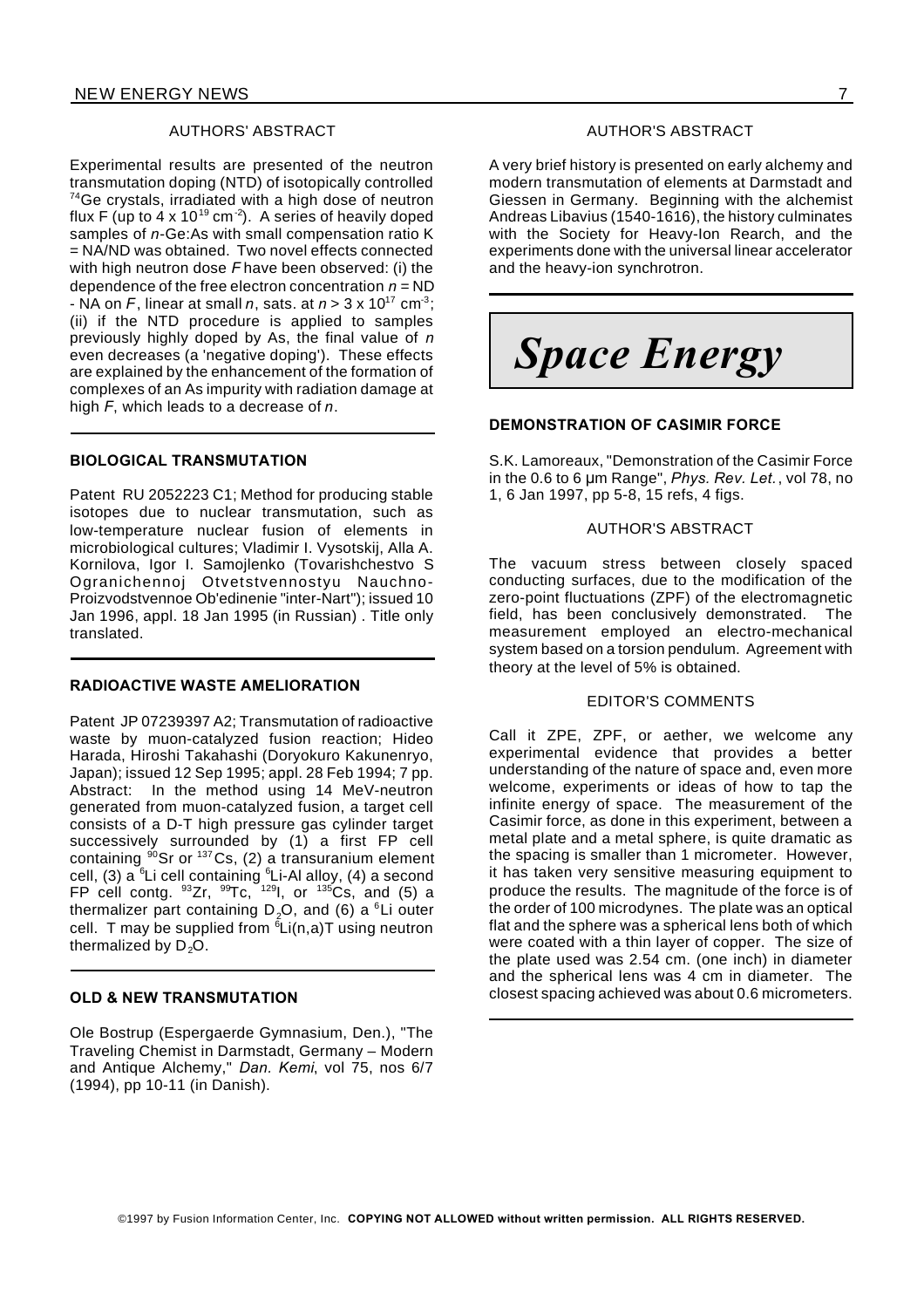#### AUTHORS' ABSTRACT

Experimental results are presented of the neutron transmutation doping (NTD) of isotopically controlled $^{74}$Ge crystals, irradiated with a high dose of neutron flux F (up to $4 \times 10^{19}$ cm$^{-2}$). A series of heavily doped samples of *n*-Ge:As with small compensation ratio K = NA/ND was obtained. Two novel effects connected with high neutron dose *F* have been observed: (i) the dependence of the free electron concentration *n* = ND - NA on *F*, linear at small *n*, sats. at $n > 3 \times 10^{17}$ cm$^{-3}$; (ii) if the NTD procedure is applied to samples previously highly doped by As, the final value of *n* even decreases (a 'negative doping'). These effects are explained by the enhancement of the formation of complexes of an As impurity with radiation damage at high *F*, which leads to a decrease of *n*.

### BIOLOGICAL TRANSMUTATION

Patent RU 2052223 C1; Method for producing stable isotopes due to nuclear transmutation, such as low-temperature nuclear fusion of elements in microbiological cultures; Vladimir I. Vysotskij, Alla A. Kornilova, Igor I. Samojlenko (Tovarishchestvo S Ogranichennoj Otvetstvennostyu Nauchno-Proizvodstvennoe Ob'edinenie "inter-Nart"); issued 10 Jan 1996, appl. 18 Jan 1995 (in Russian) . Title only translated.

### RADIOACTIVE WASTE AMELIORATION

Patent JP 07239397 A2; Transmutation of radioactive waste by muon-catalyzed fusion reaction; Hideo Harada, Hiroshi Takahashi (Doryokuro Kakunenryo, Japan); issued 12 Sep 1995; appl. 28 Feb 1994; 7 pp. Abstract: In the method using 14 MeV-neutron generated from muon-catalyzed fusion, a target cell consists of a D-T high pressure gas cylinder target successively surrounded by (1) a first FP cell containing $^{90}$Sr or $^{137}$Cs, (2) a transuranium element cell, (3) a $^{6}$Li cell containing $^{6}$Li-Al alloy, (4) a second FP cell contg. $^{93}$Zr, $^{99}$Tc, $^{129}$I, or $^{135}$Cs, and (5) a thermalizer part containing $D_2O$, and (6) a $^{6}$Li outer cell. T may be supplied from $^{6}$Li(n,a)T using neutron thermalized by $D_2O$.

### OLD & NEW TRANSMUTATION

Ole Bostrup (Espergaerde Gymnasium, Den.), "The Traveling Chemist in Darmstadt, Germany – Modern and Antique Alchemy," *Dan. Kemi*, vol 75, nos 6/7 (1994), pp 10-11 (in Danish).

#### AUTHOR'S ABSTRACT

A very brief history is presented on early alchemy and modern transmutation of elements at Darmstadt and Giessen in Germany. Beginning with the alchemist Andreas Libavius (1540-1616), the history culminates with the Society for Heavy-Ion Rearch, and the experiments done with the universal linear accelerator and the heavy-ion synchrotron.

# *Space Energy*

### DEMONSTRATION OF CASIMIR FORCE

S.K. Lamoreaux, "Demonstration of the Casimir Force in the 0.6 to 6 µm Range", *Phys. Rev. Let.*, vol 78, no 1, 6 Jan 1997, pp 5-8, 15 refs, 4 figs.

#### AUTHOR'S ABSTRACT

The vacuum stress between closely spaced conducting surfaces, due to the modification of the zero-point fluctuations (ZPF) of the electromagnetic field, has been conclusively demonstrated. The measurement employed an electro-mechanical system based on a torsion pendulum. Agreement with theory at the level of 5% is obtained.

#### EDITOR'S COMMENTS

Call it ZPE, ZPF, or aether, we welcome any experimental evidence that provides a better understanding of the nature of space and, even more welcome, experiments or ideas of how to tap the infinite energy of space. The measurement of the Casimir force, as done in this experiment, between a metal plate and a metal sphere, is quite dramatic as the spacing is smaller than 1 micrometer. However, it has taken very sensitive measuring equipment to produce the results. The magnitude of the force is of the order of 100 microdynes. The plate was an optical flat and the sphere was a spherical lens both of which were coated with a thin layer of copper. The size of the plate used was 2.54 cm. (one inch) in diameter and the spherical lens was 4 cm in diameter. The closest spacing achieved was about 0.6 micrometers.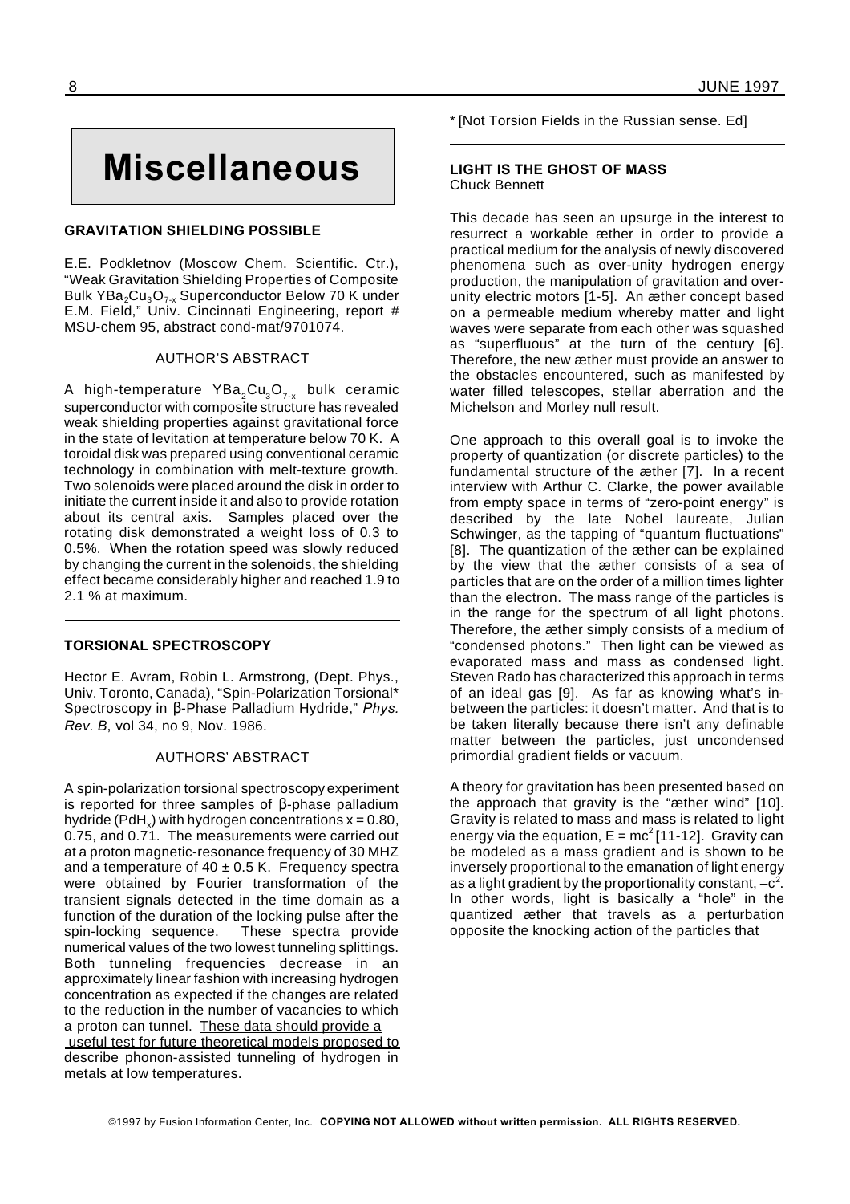# Miscellaneous

### GRAVITATION SHIELDING POSSIBLE

E.E. Podkletnov (Moscow Chem. Scientific. Ctr.), "Weak Gravitation Shielding Properties of Composite Bulk $YBa_2Cu_3O_{7-x}$ Superconductor Below 70 K under E.M. Field," Univ. Cincinnati Engineering, report # MSU-chem 95, abstract cond-mat/9701074.

AUTHOR'S ABSTRACT

A high-temperature $YBa_2Cu_3O_{7-x}$ bulk ceramic superconductor with composite structure has revealed weak shielding properties against gravitational force in the state of levitation at temperature below 70 K. A toroidal disk was prepared using conventional ceramic technology in combination with melt-texture growth. Two solenoids were placed around the disk in order to initiate the current inside it and also to provide rotation about its central axis. Samples placed over the rotating disk demonstrated a weight loss of 0.3 to 0.5%. When the rotation speed was slowly reduced by changing the current in the solenoids, the shielding effect became considerably higher and reached 1.9 to 2.1 % at maximum.

### TORSIONAL SPECTROSCOPY

Hector E. Avram, Robin L. Armstrong, (Dept. Phys., Univ. Toronto, Canada), "Spin-Polarization Torsional* Spectroscopy in β-Phase Palladium Hydride," *Phys. Rev. B*, vol 34, no 9, Nov. 1986.

AUTHORS' ABSTRACT

A spin-polarization torsional spectroscopy experiment is reported for three samples of β-phase palladium hydride ($PdH_x$) with hydrogen concentrations x = 0.80, 0.75, and 0.71. The measurements were carried out at a proton magnetic-resonance frequency of 30 MHZ and a temperature of 40 ± 0.5 K. Frequency spectra were obtained by Fourier transformation of the transient signals detected in the time domain as a function of the duration of the locking pulse after the spin-locking sequence. These spectra provide numerical values of the two lowest tunneling splittings. Both tunneling frequencies decrease in an approximately linear fashion with increasing hydrogen concentration as expected if the changes are related to the reduction in the number of vacancies to which a proton can tunnel. These data should provide a useful test for future theoretical models proposed to describe phonon-assisted tunneling of hydrogen in metals at low temperatures.

* [Not Torsion Fields in the Russian sense. Ed]

### LIGHT IS THE GHOST OF MASS

Chuck Bennett

This decade has seen an upsurge in the interest to resurrect a workable æther in order to provide a practical medium for the analysis of newly discovered phenomena such as over-unity hydrogen energy production, the manipulation of gravitation and over-unity electric motors [1-5]. An æther concept based on a permeable medium whereby matter and light waves were separate from each other was squashed as "superfluous" at the turn of the century [6]. Therefore, the new æther must provide an answer to the obstacles encountered, such as manifested by water filled telescopes, stellar aberration and the Michelson and Morley null result.

One approach to this overall goal is to invoke the property of quantization (or discrete particles) to the fundamental structure of the æther [7]. In a recent interview with Arthur C. Clarke, the power available from empty space in terms of "zero-point energy" is described by the late Nobel laureate, Julian Schwinger, as the tapping of "quantum fluctuations" [8]. The quantization of the æther can be explained by the view that the æther consists of a sea of particles that are on the order of a million times lighter than the electron. The mass range of the particles is in the range for the spectrum of all light photons. Therefore, the æther simply consists of a medium of "condensed photons." Then light can be viewed as evaporated mass and mass as condensed light. Steven Rado has characterized this approach in terms of an ideal gas [9]. As far as knowing what's in-between the particles: it doesn't matter. And that is to be taken literally because there isn't any definable matter between the particles, just uncondensed primordial gradient fields or vacuum.

A theory for gravitation has been presented based on the approach that gravity is the "æther wind" [10]. Gravity is related to mass and mass is related to light energy via the equation, $E = mc^2$ [11-12]. Gravity can be modeled as a mass gradient and is shown to be inversely proportional to the emanation of light energy as a light gradient by the proportionality constant, $-c^2$. In other words, light is basically a "hole" in the quantized æther that travels as a perturbation opposite the knocking action of the particles that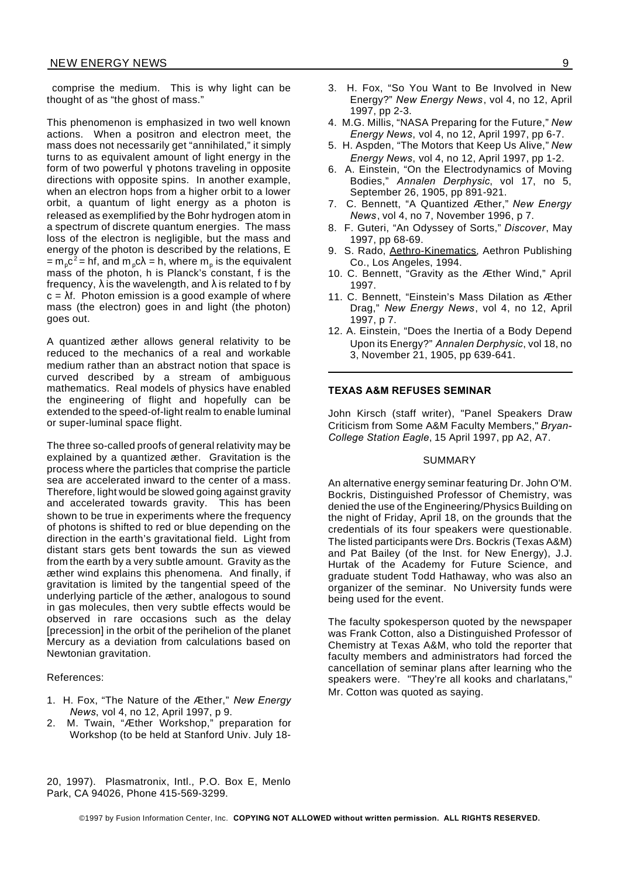comprise the medium. This is why light can be thought of as "the ghost of mass."

This phenomenon is emphasized in two well known actions. When a positron and electron meet, the mass does not necessarily get "annihilated," it simply turns to as equivalent amount of light energy in the form of two powerful γ photons traveling in opposite directions with opposite spins. In another example, when an electron hops from a higher orbit to a lower orbit, a quantum of light energy as a photon is released as exemplified by the Bohr hydrogen atom in a spectrum of discrete quantum energies. The mass loss of the electron is negligible, but the mass and energy of the photon is described by the relations, $E = m_p c^2 = hf$, and $m_p c\lambda = h$, where $m_p$ is the equivalent mass of the photon, h is Planck's constant, f is the frequency, λ is the wavelength, and λ is related to f by $c = \lambda f$. Photon emission is a good example of where mass (the electron) goes in and light (the photon) goes out.

A quantized æther allows general relativity to be reduced to the mechanics of a real and workable medium rather than an abstract notion that space is curved described by a stream of ambiguous mathematics. Real models of physics have enabled the engineering of flight and hopefully can be extended to the speed-of-light realm to enable luminal or super-luminal space flight.

The three so-called proofs of general relativity may be explained by a quantized æther. Gravitation is the process where the particles that comprise the particle sea are accelerated inward to the center of a mass. Therefore, light would be slowed going against gravity and accelerated towards gravity. This has been shown to be true in experiments where the frequency of photons is shifted to red or blue depending on the direction in the earth's gravitational field. Light from distant stars gets bent towards the sun as viewed from the earth by a very subtle amount. Gravity as the æther wind explains this phenomena. And finally, if gravitation is limited by the tangential speed of the underlying particle of the æther, analogous to sound in gas molecules, then very subtle effects would be observed in rare occasions such as the delay [precession] in the orbit of the perihelion of the planet Mercury as a deviation from calculations based on Newtonian gravitation.

References:

1. H. Fox, "The Nature of the Æther," *New Energy News*, vol 4, no 12, April 1997, p 9.
2. M. Twain, "Æther Workshop," preparation for Workshop (to be held at Stanford Univ. July 18-20, 1997). Plasmatronix, Intl., P.O. Box E, Menlo Park, CA 94026, Phone 415-569-3299.
3. H. Fox, "So You Want to Be Involved in New Energy?" *New Energy News*, vol 4, no 12, April 1997, pp 2-3.
4. M.G. Millis, "NASA Preparing for the Future," *New Energy News*, vol 4, no 12, April 1997, pp 6-7.
5. H. Aspden, "The Motors that Keep Us Alive," *New Energy News*, vol 4, no 12, April 1997, pp 1-2.
6. A. Einstein, "On the Electrodynamics of Moving Bodies," *Annalen Derphysic*, vol 17, no 5, September 26, 1905, pp 891-921.
7. C. Bennett, "A Quantized Æther," *New Energy News*, vol 4, no 7, November 1996, p 7.
8. F. Guteri, "An Odyssey of Sorts," *Discover*, May 1997, pp 68-69.
9. S. Rado, Aethro-Kinematics, Aethron Publishing Co., Los Angeles, 1994.
10. C. Bennett, "Gravity as the Æther Wind," April 1997.
11. C. Bennett, "Einstein's Mass Dilation as Æther Drag," *New Energy News*, vol 4, no 12, April 1997, p 7.
12. A. Einstein, "Does the Inertia of a Body Depend Upon its Energy?" *Annalen Derphysic*, vol 18, no 3, November 21, 1905, pp 639-641.

---

**TEXAS A&M REFUSES SEMINAR**

John Kirsch (staff writer), "Panel Speakers Draw Criticism from Some A&M Faculty Members," *Bryan-College Station Eagle*, 15 April 1997, pp A2, A7.

SUMMARY

An alternative energy seminar featuring Dr. John O'M. Bockris, Distinguished Professor of Chemistry, was denied the use of the Engineering/Physics Building on the night of Friday, April 18, on the grounds that the credentials of its four speakers were questionable. The listed participants were Drs. Bockris (Texas A&M) and Pat Bailey (of the Inst. for New Energy), J.J. Hurtak of the Academy for Future Science, and graduate student Todd Hathaway, who was also an organizer of the seminar. No University funds were being used for the event.

The faculty spokesperson quoted by the newspaper was Frank Cotton, also a Distinguished Professor of Chemistry at Texas A&M, who told the reporter that faculty members and administrators had forced the cancellation of seminar plans after learning who the speakers were. "They're all kooks and charlatans," Mr. Cotton was quoted as saying.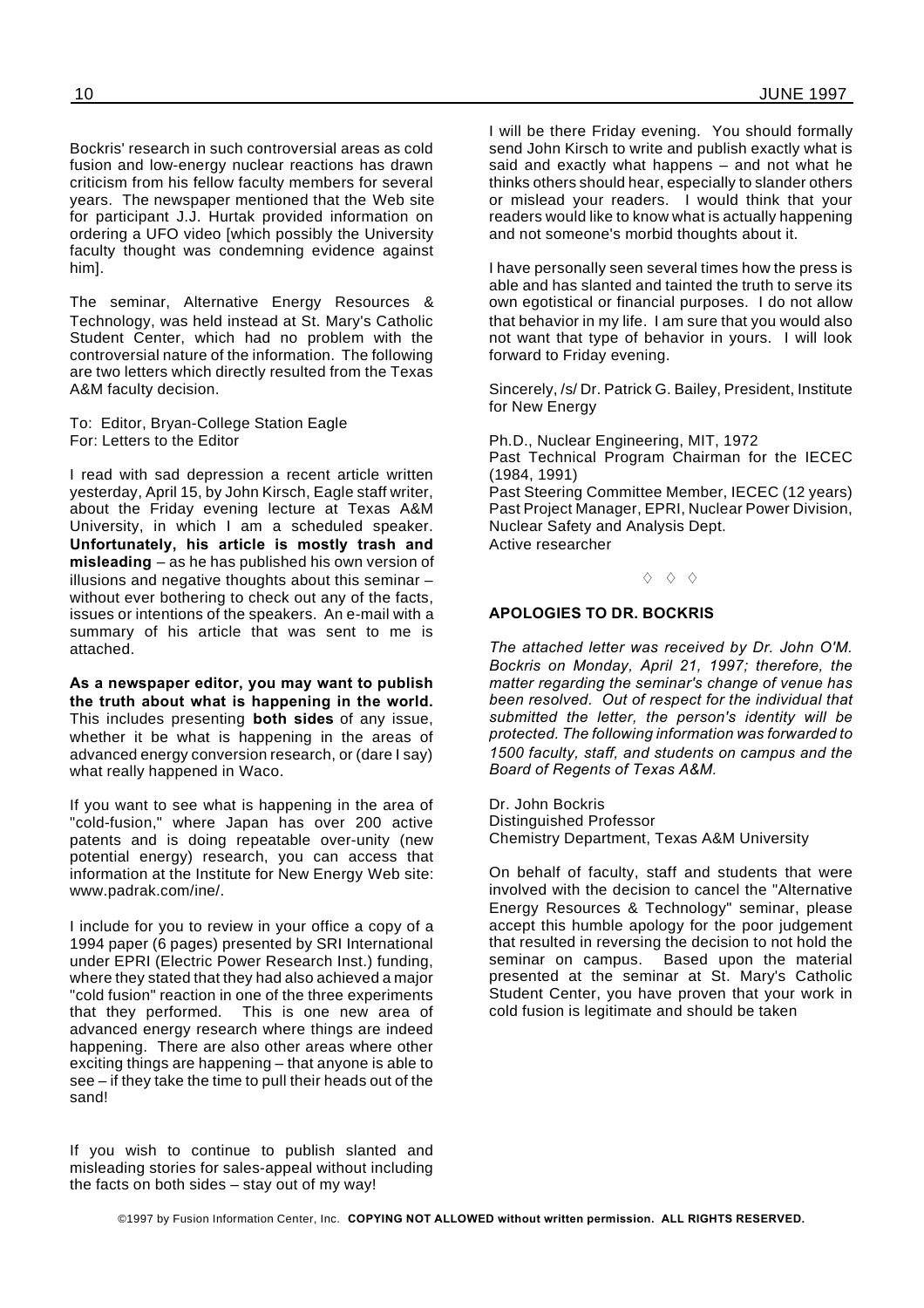Bockris' research in such controversial areas as cold fusion and low-energy nuclear reactions has drawn criticism from his fellow faculty members for several years. The newspaper mentioned that the Web site for participant J.J. Hurtak provided information on ordering a UFO video [which possibly the University faculty thought was condemning evidence against him].

The seminar, Alternative Energy Resources & Technology, was held instead at St. Mary's Catholic Student Center, which had no problem with the controversial nature of the information. The following are two letters which directly resulted from the Texas A&M faculty decision.

To: Editor, Bryan-College Station Eagle
For: Letters to the Editor

I read with sad depression a recent article written yesterday, April 15, by John Kirsch, Eagle staff writer, about the Friday evening lecture at Texas A&M University, in which I am a scheduled speaker. **Unfortunately, his article is mostly trash and misleading** – as he has published his own version of illusions and negative thoughts about this seminar – without ever bothering to check out any of the facts, issues or intentions of the speakers. An e-mail with a summary of his article that was sent to me is attached.

**As a newspaper editor, you may want to publish the truth about what is happening in the world.** This includes presenting **both sides** of any issue, whether it be what is happening in the areas of advanced energy conversion research, or (dare I say) what really happened in Waco.

If you want to see what is happening in the area of "cold-fusion," where Japan has over 200 active patents and is doing repeatable over-unity (new potential energy) research, you can access that information at the Institute for New Energy Web site: www.padrak.com/ine/.

I include for you to review in your office a copy of a 1994 paper (6 pages) presented by SRI International under EPRI (Electric Power Research Inst.) funding, where they stated that they had also achieved a major "cold fusion" reaction in one of the three experiments that they performed. This is one new area of advanced energy research where things are indeed happening. There are also other areas where other exciting things are happening – that anyone is able to see – if they take the time to pull their heads out of the sand!

If you wish to continue to publish slanted and misleading stories for sales-appeal without including the facts on both sides – stay out of my way!

I will be there Friday evening. You should formally send John Kirsch to write and publish exactly what is said and exactly what happens – and not what he thinks others should hear, especially to slander others or mislead your readers. I would think that your readers would like to know what is actually happening and not someone's morbid thoughts about it.

I have personally seen several times how the press is able and has slanted and tainted the truth to serve its own egotistical or financial purposes. I do not allow that behavior in my life. I am sure that you would also not want that type of behavior in yours. I will look forward to Friday evening.

Sincerely, /s/ Dr. Patrick G. Bailey, President, Institute for New Energy

Ph.D., Nuclear Engineering, MIT, 1972
Past Technical Program Chairman for the IECEC (1984, 1991)
Past Steering Committee Member, IECEC (12 years)
Past Project Manager, EPRI, Nuclear Power Division, Nuclear Safety and Analysis Dept.
Active researcher

◊ ◊ ◊

### APOLOGIES TO DR. BOCKRIS

*The attached letter was received by Dr. John O'M. Bockris on Monday, April 21, 1997; therefore, the matter regarding the seminar's change of venue has been resolved. Out of respect for the individual that submitted the letter, the person's identity will be protected. The following information was forwarded to 1500 faculty, staff, and students on campus and the Board of Regents of Texas A&M.*

Dr. John Bockris
Distinguished Professor
Chemistry Department, Texas A&M University

On behalf of faculty, staff and students that were involved with the decision to cancel the "Alternative Energy Resources & Technology" seminar, please accept this humble apology for the poor judgement that resulted in reversing the decision to not hold the seminar on campus. Based upon the material presented at the seminar at St. Mary's Catholic Student Center, you have proven that your work in cold fusion is legitimate and should be taken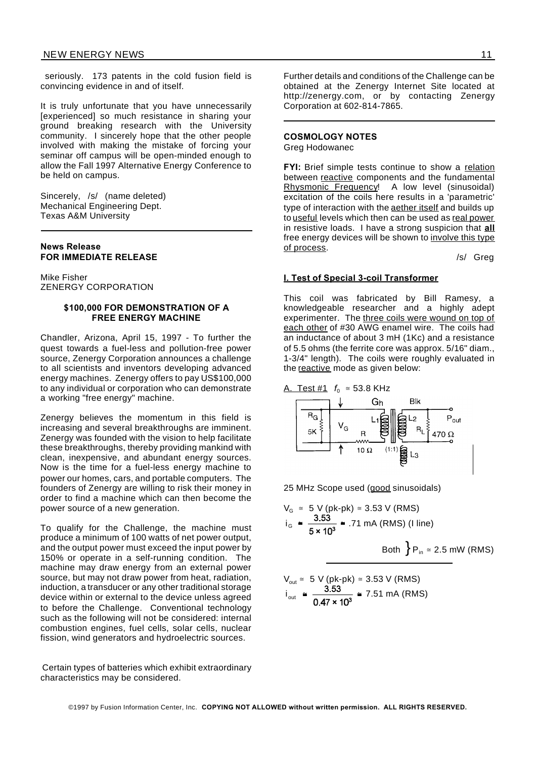seriously. 173 patents in the cold fusion field is convincing evidence in and of itself.

It is truly unfortunate that you have unnecessarily [experienced] so much resistance in sharing your ground breaking research with the University community. I sincerely hope that the other people involved with making the mistake of forcing your seminar off campus will be open-minded enough to allow the Fall 1997 Alternative Energy Conference to be held on campus.

Sincerely, /s/ (name deleted)
Mechanical Engineering Dept.
Texas A&M University

---

**News Release**
**FOR IMMEDIATE RELEASE**

Mike Fisher
ZENERGY CORPORATION

**\$100,000 FOR DEMONSTRATION OF A FREE ENERGY MACHINE**

Chandler, Arizona, April 15, 1997 - To further the quest towards a fuel-less and pollution-free power source, Zenergy Corporation announces a challenge to all scientists and inventors developing advanced energy machines. Zenergy offers to pay US\$100,000 to any individual or corporation who can demonstrate a working "free energy" machine.

Zenergy believes the momentum in this field is increasing and several breakthroughs are imminent. Zenergy was founded with the vision to help facilitate these breakthroughs, thereby providing mankind with clean, inexpensive, and abundant energy sources. Now is the time for a fuel-less energy machine to power our homes, cars, and portable computers. The founders of Zenergy are willing to risk their money in order to find a machine which can then become the power source of a new generation.

To qualify for the Challenge, the machine must produce a minimum of 100 watts of net power output, and the output power must exceed the input power by 150% or operate in a self-running condition. The machine may draw energy from an external power source, but may not draw power from heat, radiation, induction, a transducer or any other traditional storage device within or external to the device unless agreed to before the Challenge. Conventional technology such as the following will not be considered: internal combustion engines, fuel cells, solar cells, nuclear fission, wind generators and hydroelectric sources.

Certain types of batteries which exhibit extraordinary characteristics may be considered.

Further details and conditions of the Challenge can be obtained at the Zenergy Internet Site located at http://zenergy.com, or by contacting Zenergy Corporation at 602-814-7865.

---

**COSMOLOGY NOTES**
Greg Hodowanec

**FYI:** Brief simple tests continue to show a relation between reactive components and the fundamental Rhysmonic Frequency! A low level (sinusoidal) excitation of the coils here results in a 'parametric' type of interaction with the aether itself and builds up to useful levels which then can be used as real power in resistive loads. I have a strong suspicion that **all** free energy devices will be shown to involve this type of process.

/s/ Greg

**I. Test of Special 3-coil Transformer**

This coil was fabricated by Bill Ramesy, a knowledgeable researcher and a highly adept experimenter. The three coils were wound on top of each other of #30 AWG enamel wire. The coils had an inductance of about 3 mH (1Kc) and a resistance of 5.5 ohms (the ferrite core was approx. 5/16" diam., 1-3/4" length). The coils were roughly evaluated in the reactive mode as given below:

A. Test #1 $f_0 \cong 53.8$ KHz

[Circuit diagram: generator with $R_G$ 5K, $V_G$, R 10 Ω, coils $L_1$, $L_2$, $L_3$ (1:1), Gh, Blk, $R_L$ 470 Ω, $P_{out}$]

25 MHz Scope used (good sinusoidals)

$V_G \cong 5$ V (pk-pk) $\cong 3.53$ V (RMS)

$i_G \cong \dfrac{3.53}{5 \times 10^3} \cong .71$ mA (RMS) (I line)

Both $\}$ $P_{in} \cong 2.5$ mW (RMS)

$V_{out} \cong 5$ V (pk-pk) $\cong 3.53$ V (RMS)

$i_{out} \cong \dfrac{3.53}{0.47 \times 10^3} \cong 7.51$ mA (RMS)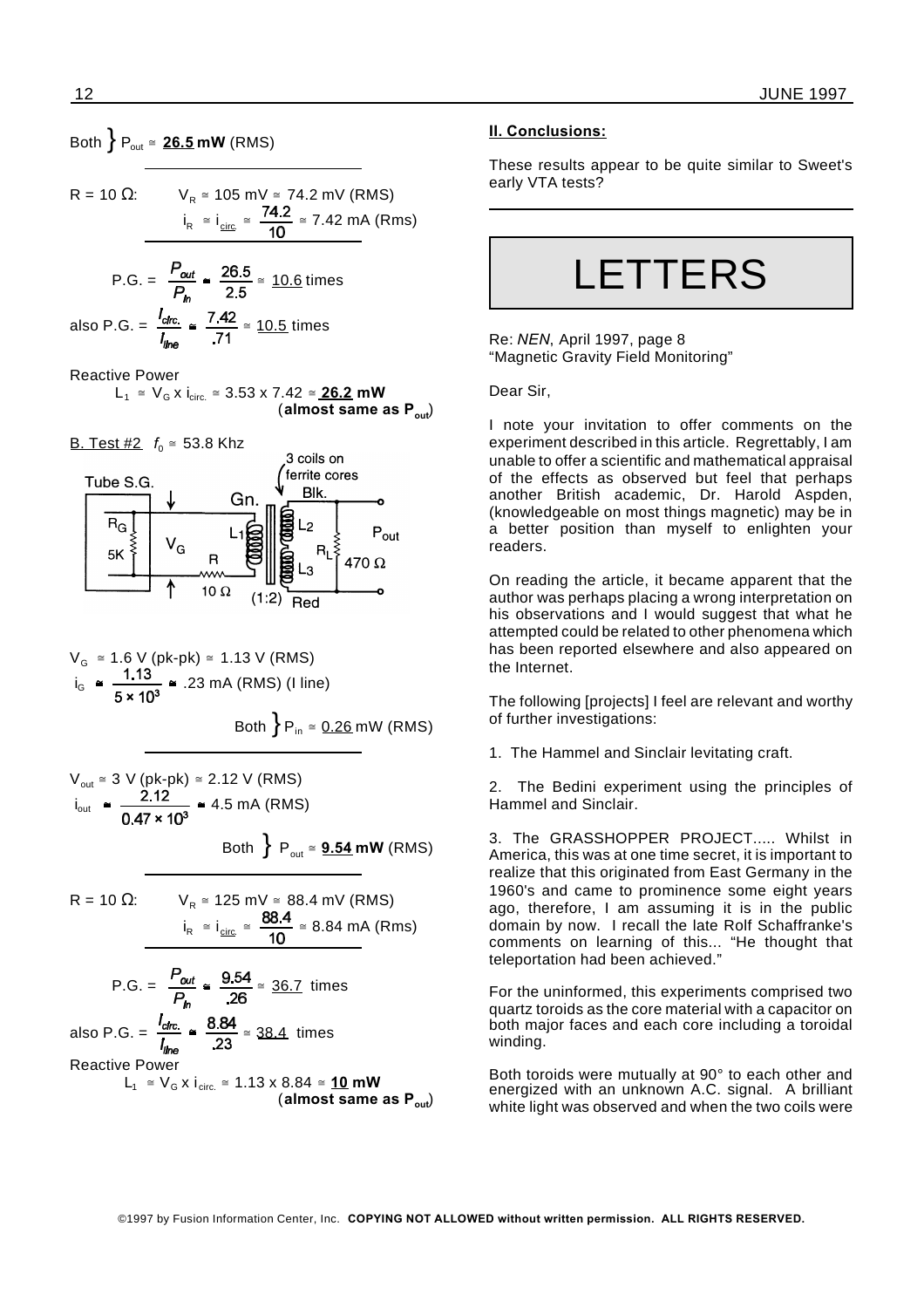Both } $P_{out} \cong$ **26.5 mW** (RMS)

R = 10 Ω: $V_R \cong 105$ mV $\cong 74.2$ mV (RMS)

$i_R \cong i_{circ.} \cong \frac{74.2}{10} \cong 7.42$ mA (Rms)

$$P.G. = \frac{P_{out}}{P_{in}} \cong \frac{26.5}{2.5} \cong \underline{10.6} \text{ times}$$

$$\text{also } P.G. = \frac{I_{circ.}}{I_{line}} \cong \frac{7.42}{.71} \cong \underline{10.5} \text{ times}$$

Reactive Power

$L_1 \cong V_G \times i_{circ.} \cong 3.53 \times 7.42 \cong$ **26.2 mW**
(**almost same as $P_{out}$**)

B. Test #2 $f_0 \cong 53.8$ Khz

Tube S.G. | $R_G$ 5K | $V_G$ | Gn. | $L_1$ | R 10 Ω | 3 coils on ferrite cores | Blk. | $L_2$ | $L_3$ | $R_L$ 470 Ω | $P_{out}$ | (1:2) Red

$V_G \cong 1.6$ V (pk-pk) $\cong 1.13$ V (RMS)

$i_G \cong \frac{1.13}{5 \times 10^3} \cong .23$ mA (RMS) (I line)

Both } $P_{in} \cong \underline{0.26}$ mW (RMS)

$V_{out} \cong 3$ V (pk-pk) $\cong 2.12$ V (RMS)

$i_{out} \cong \frac{2.12}{0.47 \times 10^3} \cong 4.5$ mA (RMS)

Both } $P_{out} \cong$ **9.54 mW** (RMS)

R = 10 Ω: $V_R \cong 125$ mV $\cong 88.4$ mV (RMS)

$i_R \cong i_{circ.} \cong \frac{88.4}{10} \cong 8.84$ mA (Rms)

$$P.G. = \frac{P_{out}}{P_{in}} \cong \frac{9.54}{.26} \cong \underline{36.7} \text{ times}$$

$$\text{also } P.G. = \frac{I_{circ.}}{I_{line}} \cong \frac{8.84}{.23} \cong \underline{38.4} \text{ times}$$

Reactive Power

$L_1 \cong V_G \times i_{circ.} \cong 1.13 \times 8.84 \cong$ **10 mW**
(**almost same as $P_{out}$**)

**II. Conclusions:**

These results appear to be quite similar to Sweet's early VTA tests?

# LETTERS

Re: *NEN*, April 1997, page 8
"Magnetic Gravity Field Monitoring"

Dear Sir,

I note your invitation to offer comments on the experiment described in this article. Regrettably, I am unable to offer a scientific and mathematical appraisal of the effects as observed but feel that perhaps another British academic, Dr. Harold Aspden, (knowledgeable on most things magnetic) may be in a better position than myself to enlighten your readers.

On reading the article, it became apparent that the author was perhaps placing a wrong interpretation on his observations and I would suggest that what he attempted could be related to other phenomena which has been reported elsewhere and also appeared on the Internet.

The following [projects] I feel are relevant and worthy of further investigations:

1. The Hammel and Sinclair levitating craft.

2. The Bedini experiment using the principles of Hammel and Sinclair.

3. The GRASSHOPPER PROJECT..... Whilst in America, this was at one time secret, it is important to realize that this originated from East Germany in the 1960's and came to prominence some eight years ago, therefore, I am assuming it is in the public domain by now. I recall the late Rolf Schaffranke's comments on learning of this... "He thought that teleportation had been achieved."

For the uninformed, this experiments comprised two quartz toroids as the core material with a capacitor on both major faces and each core including a toroidal winding.

Both toroids were mutually at 90° to each other and energized with an unknown A.C. signal. A brilliant white light was observed and when the two coils were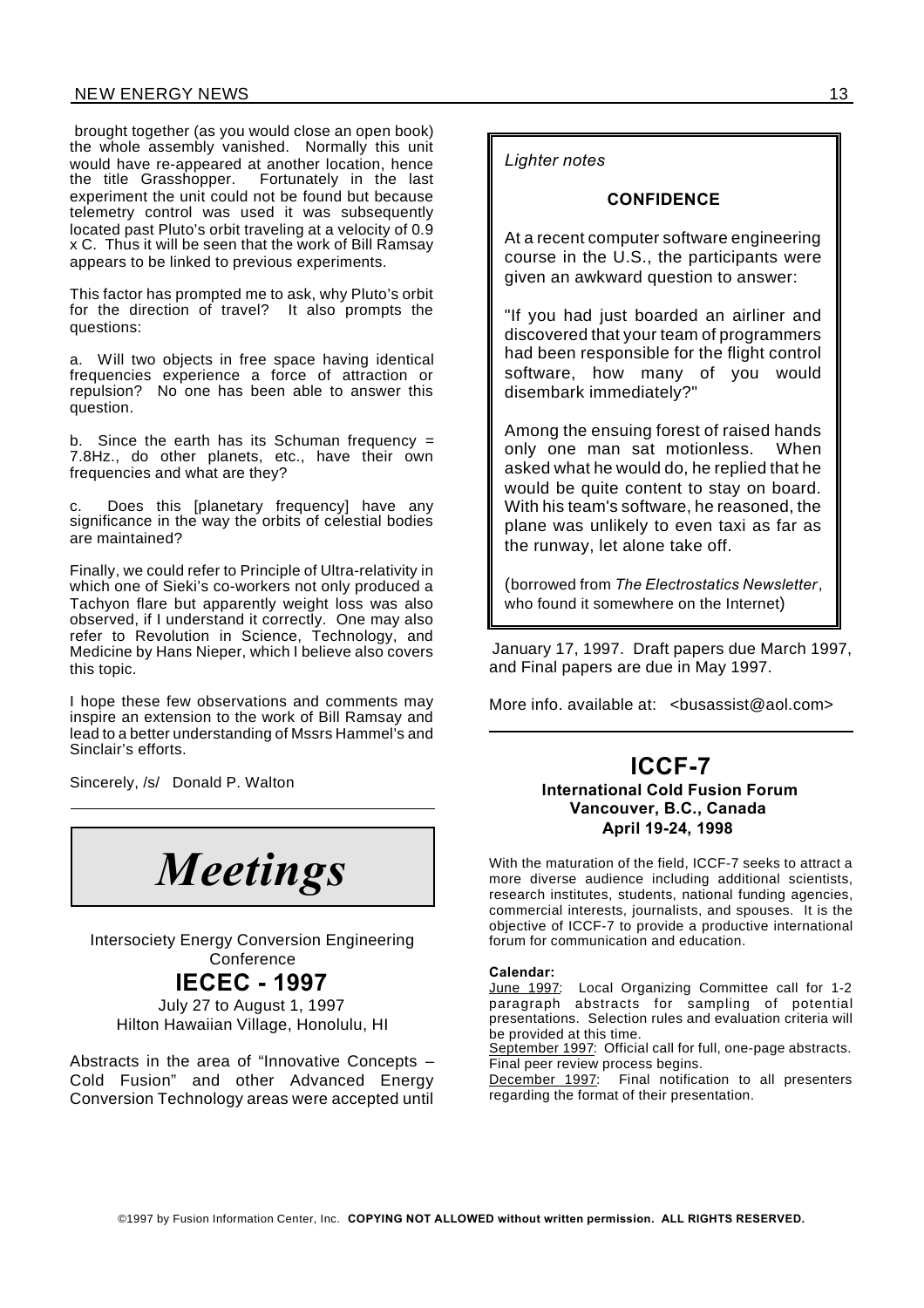brought together (as you would close an open book) the whole assembly vanished. Normally this unit would have re-appeared at another location, hence the title Grasshopper. Fortunately in the last experiment the unit could not be found but because telemetry control was used it was subsequently located past Pluto's orbit traveling at a velocity of 0.9 x C. Thus it will be seen that the work of Bill Ramsay appears to be linked to previous experiments.

This factor has prompted me to ask, why Pluto's orbit for the direction of travel? It also prompts the questions:

a. Will two objects in free space having identical frequencies experience a force of attraction or repulsion? No one has been able to answer this question.

b. Since the earth has its Schuman frequency = 7.8Hz., do other planets, etc., have their own frequencies and what are they?

c. Does this [planetary frequency] have any significance in the way the orbits of celestial bodies are maintained?

Finally, we could refer to Principle of Ultra-relativity in which one of Sieki's co-workers not only produced a Tachyon flare but apparently weight loss was also observed, if I understand it correctly. One may also refer to Revolution in Science, Technology, and Medicine by Hans Nieper, which I believe also covers this topic.

I hope these few observations and comments may inspire an extension to the work of Bill Ramsay and lead to a better understanding of Mssrs Hammel's and Sinclair's efforts.

Sincerely, /s/ Donald P. Walton

---

> *Lighter notes*
>
> **CONFIDENCE**
>
> At a recent computer software engineering course in the U.S., the participants were given an awkward question to answer:
>
> "If you had just boarded an airliner and discovered that your team of programmers had been responsible for the flight control software, how many of you would disembark immediately?"
>
> Among the ensuing forest of raised hands only one man sat motionless. When asked what he would do, he replied that he would be quite content to stay on board. With his team's software, he reasoned, the plane was unlikely to even taxi as far as the runway, let alone take off.
>
> (borrowed from *The Electrostatics Newsletter*, who found it somewhere on the Internet)

# *Meetings*

Intersociety Energy Conversion Engineering Conference

## IECEC - 1997

July 27 to August 1, 1997
Hilton Hawaiian Village, Honolulu, HI

Abstracts in the area of "Innovative Concepts – Cold Fusion" and other Advanced Energy Conversion Technology areas were accepted until January 17, 1997. Draft papers due March 1997, and Final papers are due in May 1997.

More info. available at: <busassist@aol.com>

---

## ICCF-7

**International Cold Fusion Forum**
**Vancouver, B.C., Canada**
**April 19-24, 1998**

With the maturation of the field, ICCF-7 seeks to attract a more diverse audience including additional scientists, research institutes, students, national funding agencies, commercial interests, journalists, and spouses. It is the objective of ICCF-7 to provide a productive international forum for communication and education.

**Calendar:**

June 1997: Local Organizing Committee call for 1-2 paragraph abstracts for sampling of potential presentations. Selection rules and evaluation criteria will be provided at this time.

September 1997: Official call for full, one-page abstracts. Final peer review process begins.

December 1997: Final notification to all presenters regarding the format of their presentation.

©1997 by Fusion Information Center, Inc. **COPYING NOT ALLOWED without written permission. ALL RIGHTS RESERVED.**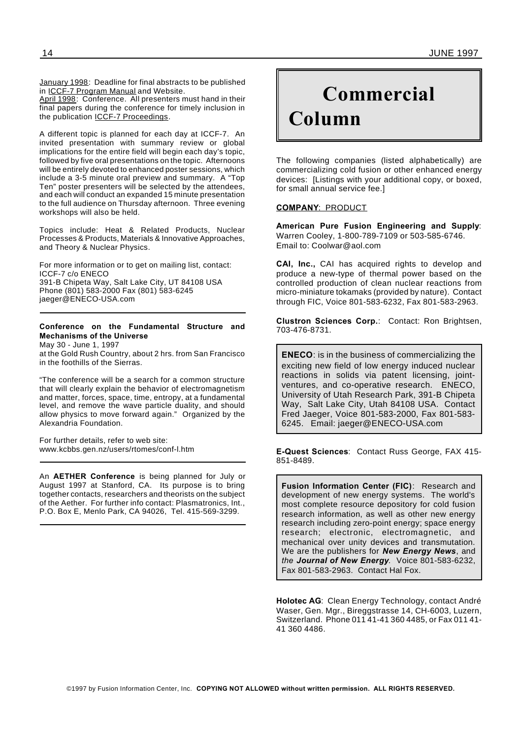January 1998: Deadline for final abstracts to be published in ICCF-7 Program Manual and Website.
April 1998: Conference. All presenters must hand in their final papers during the conference for timely inclusion in the publication ICCF-7 Proceedings.

A different topic is planned for each day at ICCF-7. An invited presentation with summary review or global implications for the entire field will begin each day's topic, followed by five oral presentations on the topic. Afternoons will be entirely devoted to enhanced poster sessions, which include a 3-5 minute oral preview and summary. A "Top Ten" poster presenters will be selected by the attendees, and each will conduct an expanded 15 minute presentation to the full audience on Thursday afternoon. Three evening workshops will also be held.

Topics include: Heat & Related Products, Nuclear Processes & Products, Materials & Innovative Approaches, and Theory & Nuclear Physics.

For more information or to get on mailing list, contact:
ICCF-7 c/o ENECO
391-B Chipeta Way, Salt Lake City, UT 84108 USA
Phone (801) 583-2000 Fax (801) 583-6245
jaeger@ENECO-USA.com

---

**Conference on the Fundamental Structure and Mechanisms of the Universe**
May 30 - June 1, 1997
at the Gold Rush Country, about 2 hrs. from San Francisco in the foothills of the Sierras.

"The conference will be a search for a common structure that will clearly explain the behavior of electromagnetism and matter, forces, space, time, entropy, at a fundamental level, and remove the wave particle duality, and should allow physics to move forward again." Organized by the Alexandria Foundation.

For further details, refer to web site:
www.kcbbs.gen.nz/users/rtomes/conf-l.htm

---

An **AETHER Conference** is being planned for July or August 1997 at Stanford, CA. Its purpose is to bring together contacts, researchers and theorists on the subject of the Aether. For further info contact: Plasmatronics, Int., P.O. Box E, Menlo Park, CA 94026, Tel. 415-569-3299.

---

# Commercial Column

The following companies (listed alphabetically) are commercializing cold fusion or other enhanced energy devices: [Listings with your additional copy, or boxed, for small annual service fee.]

**COMPANY**: PRODUCT

**American Pure Fusion Engineering and Supply**: Warren Cooley, 1-800-789-7109 or 503-585-6746. Email to: Coolwar@aol.com

**CAI, Inc.,** CAI has acquired rights to develop and produce a new-type of thermal power based on the controlled production of clean nuclear reactions from micro-miniature tokamaks (provided by nature). Contact through FIC, Voice 801-583-6232, Fax 801-583-2963.

**Clustron Sciences Corp.**: Contact: Ron Brightsen, 703-476-8731.

**ENECO**: is in the business of commercializing the exciting new field of low energy induced nuclear reactions in solids via patent licensing, joint-ventures, and co-operative research. ENECO, University of Utah Research Park, 391-B Chipeta Way, Salt Lake City, Utah 84108 USA. Contact Fred Jaeger, Voice 801-583-2000, Fax 801-583-6245. Email: jaeger@ENECO-USA.com

**E-Quest Sciences**: Contact Russ George, FAX 415-851-8489.

**Fusion Information Center (FIC)**: Research and development of new energy systems. The world's most complete resource depository for cold fusion research information, as well as other new energy research including zero-point energy; space energy research; electronic, electromagnetic, and mechanical over unity devices and transmutation. We are the publishers for ***New Energy News***, and *the* ***Journal of New Energy***. Voice 801-583-6232, Fax 801-583-2963. Contact Hal Fox.

**Holotec AG**: Clean Energy Technology, contact André Waser, Gen. Mgr., Bireggstrasse 14, CH-6003, Luzern, Switzerland. Phone 011 41-41 360 4485, or Fax 011 41-41 360 4486.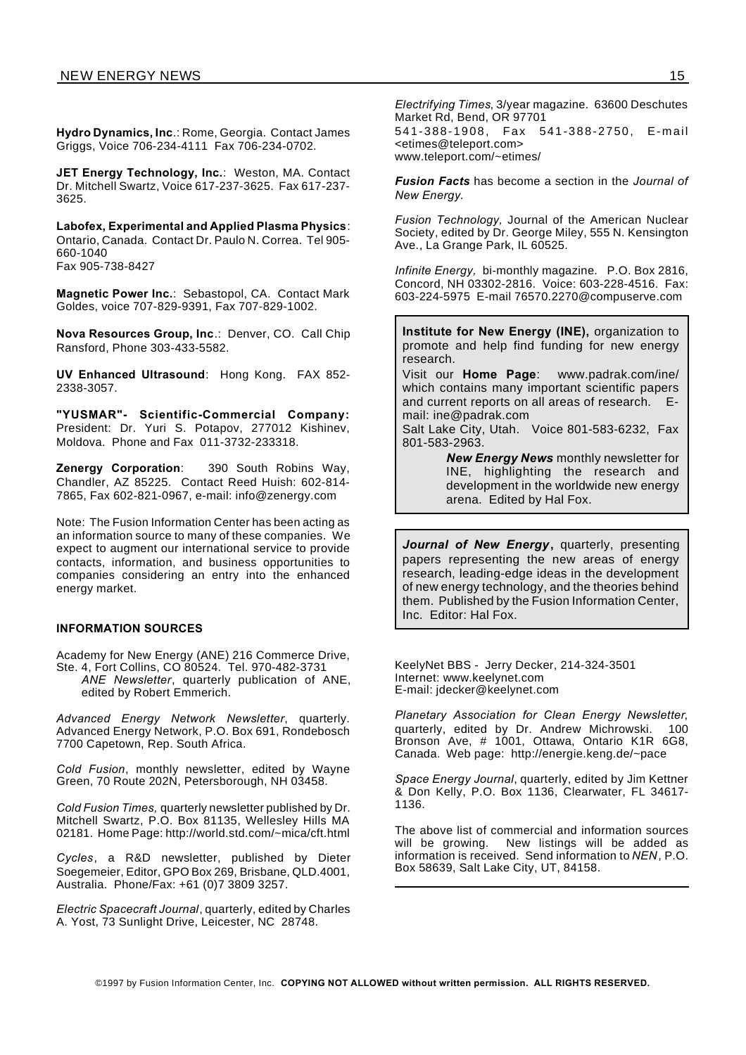**Hydro Dynamics, Inc**.: Rome, Georgia. Contact James Griggs, Voice 706-234-4111 Fax 706-234-0702.

**JET Energy Technology, Inc.**: Weston, MA. Contact Dr. Mitchell Swartz, Voice 617-237-3625. Fax 617-237-3625.

**Labofex, Experimental and Applied Plasma Physics**: Ontario, Canada. Contact Dr. Paulo N. Correa. Tel 905-660-1040
Fax 905-738-8427

**Magnetic Power Inc.**: Sebastopol, CA. Contact Mark Goldes, voice 707-829-9391, Fax 707-829-1002.

**Nova Resources Group, Inc**.: Denver, CO. Call Chip Ransford, Phone 303-433-5582.

**UV Enhanced Ultrasound**: Hong Kong. FAX 852-2338-3057.

**"YUSMAR"- Scientific-Commercial Company:** President: Dr. Yuri S. Potapov, 277012 Kishinev, Moldova. Phone and Fax 011-3732-233318.

**Zenergy Corporation**: 390 South Robins Way, Chandler, AZ 85225. Contact Reed Huish: 602-814-7865, Fax 602-821-0967, e-mail: info@zenergy.com

Note: The Fusion Information Center has been acting as an information source to many of these companies. We expect to augment our international service to provide contacts, information, and business opportunities to companies considering an entry into the enhanced energy market.

#### INFORMATION SOURCES

Academy for New Energy (ANE) 216 Commerce Drive, Ste. 4, Fort Collins, CO 80524. Tel. 970-482-3731
*ANE Newsletter*, quarterly publication of ANE, edited by Robert Emmerich.

*Advanced Energy Network Newsletter*, quarterly. Advanced Energy Network, P.O. Box 691, Rondebosch 7700 Capetown, Rep. South Africa.

*Cold Fusion*, monthly newsletter, edited by Wayne Green, 70 Route 202N, Petersborough, NH 03458.

*Cold Fusion Times,* quarterly newsletter published by Dr. Mitchell Swartz, P.O. Box 81135, Wellesley Hills MA 02181. Home Page: http://world.std.com/~mica/cft.html

*Cycles*, a R&D newsletter, published by Dieter Soegemeier, Editor, GPO Box 269, Brisbane, QLD.4001, Australia. Phone/Fax: +61 (0)7 3809 3257.

*Electric Spacecraft Journal*, quarterly, edited by Charles A. Yost, 73 Sunlight Drive, Leicester, NC 28748.

*Electrifying Times*, 3/year magazine. 63600 Deschutes Market Rd, Bend, OR 97701
541-388-1908, Fax 541-388-2750, E-mail <etimes@teleport.com>
www.teleport.com/~etimes/

***Fusion Facts*** has become a section in the *Journal of New Energy*.

*Fusion Technology,* Journal of the American Nuclear Society, edited by Dr. George Miley, 555 N. Kensington Ave., La Grange Park, IL 60525.

*Infinite Energy,* bi-monthly magazine. P.O. Box 2816, Concord, NH 03302-2816. Voice: 603-228-4516. Fax: 603-224-5975 E-mail 76570.2270@compuserve.com

**Institute for New Energy (INE),** organization to promote and help find funding for new energy research.
Visit our **Home Page**: www.padrak.com/ine/ which contains many important scientific papers and current reports on all areas of research. E-mail: ine@padrak.com
Salt Lake City, Utah. Voice 801-583-6232, Fax 801-583-2963.

***New Energy News*** monthly newsletter for INE, highlighting the research and development in the worldwide new energy arena. Edited by Hal Fox.

***Journal of New Energy*****,** quarterly, presenting papers representing the new areas of energy research, leading-edge ideas in the development of new energy technology, and the theories behind them. Published by the Fusion Information Center, Inc. Editor: Hal Fox.

KeelyNet BBS - Jerry Decker, 214-324-3501
Internet: www.keelynet.com
E-mail: jdecker@keelynet.com

*Planetary Association for Clean Energy Newsletter,* quarterly, edited by Dr. Andrew Michrowski. 100 Bronson Ave, # 1001, Ottawa, Ontario K1R 6G8, Canada. Web page: http://energie.keng.de/~pace

*Space Energy Journal*, quarterly, edited by Jim Kettner & Don Kelly, P.O. Box 1136, Clearwater, FL 34617-1136.

The above list of commercial and information sources will be growing. New listings will be added as information is received. Send information to *NEN*, P.O. Box 58639, Salt Lake City, UT, 84158.

©1997 by Fusion Information Center, Inc. **COPYING NOT ALLOWED without written permission. ALL RIGHTS RESERVED.**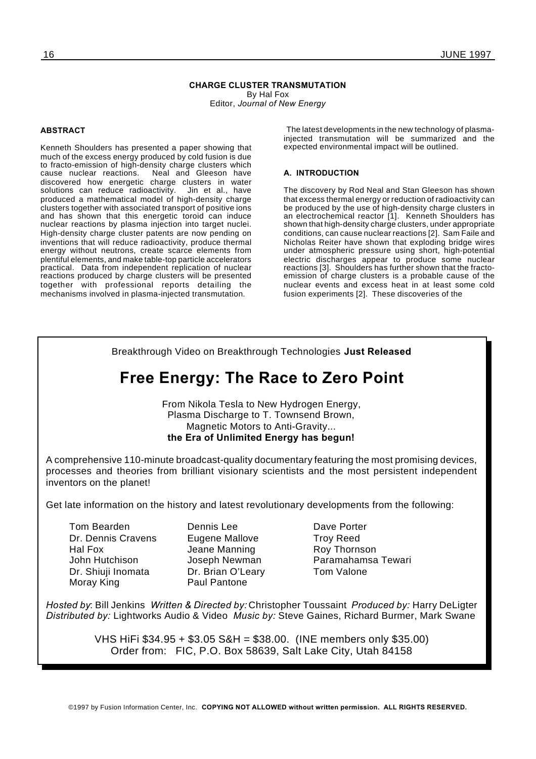**CHARGE CLUSTER TRANSMUTATION**
By Hal Fox
Editor, *Journal of New Energy*

#### ABSTRACT

Kenneth Shoulders has presented a paper showing that much of the excess energy produced by cold fusion is due to fracto-emission of high-density charge clusters which cause nuclear reactions. Neal and Gleeson have discovered how energetic charge clusters in water solutions can reduce radioactivity. Jin et al., have produced a mathematical model of high-density charge clusters together with associated transport of positive ions and has shown that this energetic toroid can induce nuclear reactions by plasma injection into target nuclei. High-density charge cluster patents are now pending on inventions that will reduce radioactivity, produce thermal energy without neutrons, create scarce elements from plentiful elements, and make table-top particle accelerators practical. Data from independent replication of nuclear reactions produced by charge clusters will be presented together with professional reports detailing the mechanisms involved in plasma-injected transmutation.

The latest developments in the new technology of plasma-injected transmutation will be summarized and the expected environmental impact will be outlined.

#### A. INTRODUCTION

The discovery by Rod Neal and Stan Gleeson has shown that excess thermal energy or reduction of radioactivity can be produced by the use of high-density charge clusters in an electrochemical reactor [1]. Kenneth Shoulders has shown that high-density charge clusters, under appropriate conditions, can cause nuclear reactions [2]. Sam Faile and Nicholas Reiter have shown that exploding bridge wires under atmospheric pressure using short, high-potential electric discharges appear to produce some nuclear reactions [3]. Shoulders has further shown that the fracto-emission of charge clusters is a probable cause of the nuclear events and excess heat in at least some cold fusion experiments [2]. These discoveries of the

---

Breakthrough Video on Breakthrough Technologies **Just Released**

## Free Energy: The Race to Zero Point

From Nikola Tesla to New Hydrogen Energy,
Plasma Discharge to T. Townsend Brown,
Magnetic Motors to Anti-Gravity...
**the Era of Unlimited Energy has begun!**

A comprehensive 110-minute broadcast-quality documentary featuring the most promising devices, processes and theories from brilliant visionary scientists and the most persistent independent inventors on the planet!

Get late information on the history and latest revolutionary developments from the following:

- Tom Bearden
- Dr. Dennis Cravens
- Hal Fox
- John Hutchison
- Dr. Shiuji Inomata
- Moray King
- Dennis Lee
- Eugene Mallove
- Jeane Manning
- Joseph Newman
- Dr. Brian O'Leary
- Paul Pantone
- Dave Porter
- Troy Reed
- Roy Thornson
- Paramahamsa Tewari
- Tom Valone

*Hosted by*: Bill Jenkins *Written & Directed by:* Christopher Toussaint *Produced by:* Harry DeLigter
*Distributed by:* Lightworks Audio & Video *Music by:* Steve Gaines, Richard Burmer, Mark Swane

VHS HiFi \$34.95 + \$3.05 S&H = \$38.00. (INE members only \$35.00)
Order from: FIC, P.O. Box 58639, Salt Lake City, Utah 84158

---

©1997 by Fusion Information Center, Inc. **COPYING NOT ALLOWED without written permission. ALL RIGHTS RESERVED.**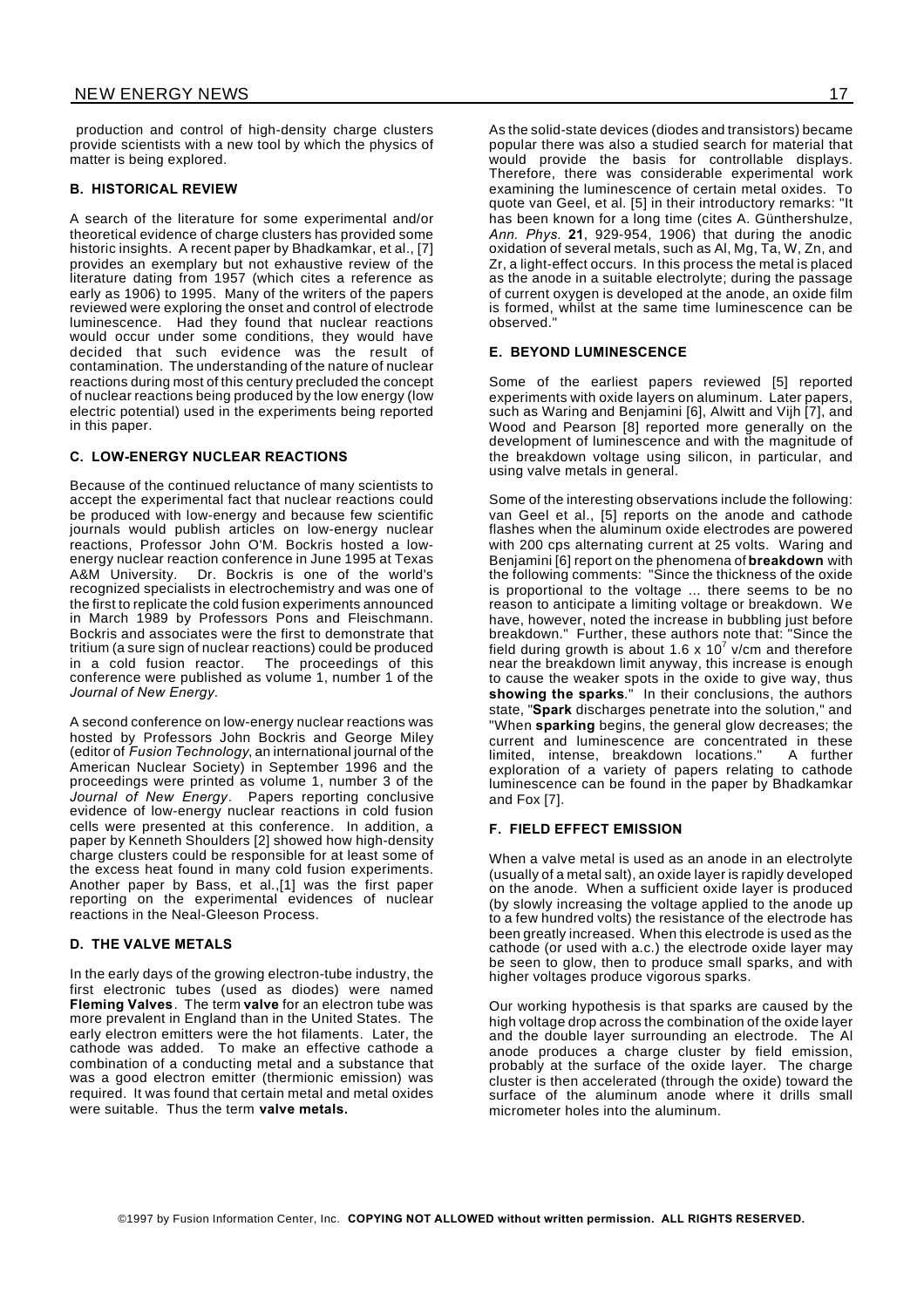production and control of high-density charge clusters provide scientists with a new tool by which the physics of matter is being explored.

### B. HISTORICAL REVIEW

A search of the literature for some experimental and/or theoretical evidence of charge clusters has provided some historic insights. A recent paper by Bhadkamkar, et al., [7] provides an exemplary but not exhaustive review of the literature dating from 1957 (which cites a reference as early as 1906) to 1995. Many of the writers of the papers reviewed were exploring the onset and control of electrode luminescence. Had they found that nuclear reactions would occur under some conditions, they would have decided that such evidence was the result of contamination. The understanding of the nature of nuclear reactions during most of this century precluded the concept of nuclear reactions being produced by the low energy (low electric potential) used in the experiments being reported in this paper.

### C. LOW-ENERGY NUCLEAR REACTIONS

Because of the continued reluctance of many scientists to accept the experimental fact that nuclear reactions could be produced with low-energy and because few scientific journals would publish articles on low-energy nuclear reactions, Professor John O'M. Bockris hosted a low-energy nuclear reaction conference in June 1995 at Texas A&M University. Dr. Bockris is one of the world's recognized specialists in electrochemistry and was one of the first to replicate the cold fusion experiments announced in March 1989 by Professors Pons and Fleischmann. Bockris and associates were the first to demonstrate that tritium (a sure sign of nuclear reactions) could be produced in a cold fusion reactor. The proceedings of this conference were published as volume 1, number 1 of the *Journal of New Energy*.

A second conference on low-energy nuclear reactions was hosted by Professors John Bockris and George Miley (editor of *Fusion Technology*, an international journal of the American Nuclear Society) in September 1996 and the proceedings were printed as volume 1, number 3 of the *Journal of New Energy*. Papers reporting conclusive evidence of low-energy nuclear reactions in cold fusion cells were presented at this conference. In addition, a paper by Kenneth Shoulders [2] showed how high-density charge clusters could be responsible for at least some of the excess heat found in many cold fusion experiments. Another paper by Bass, et al.,[1] was the first paper reporting on the experimental evidences of nuclear reactions in the Neal-Gleeson Process.

### D. THE VALVE METALS

In the early days of the growing electron-tube industry, the first electronic tubes (used as diodes) were named **Fleming Valves**. The term **valve** for an electron tube was more prevalent in England than in the United States. The early electron emitters were the hot filaments. Later, the cathode was added. To make an effective cathode a combination of a conducting metal and a substance that was a good electron emitter (thermionic emission) was required. It was found that certain metal and metal oxides were suitable. Thus the term **valve metals.**

As the solid-state devices (diodes and transistors) became popular there was also a studied search for material that would provide the basis for controllable displays. Therefore, there was considerable experimental work examining the luminescence of certain metal oxides. To quote van Geel, et al. [5] in their introductory remarks: "It has been known for a long time (cites A. Günthershulze, *Ann. Phys.* **21**, 929-954, 1906) that during the anodic oxidation of several metals, such as Al, Mg, Ta, W, Zn, and Zr, a light-effect occurs. In this process the metal is placed as the anode in a suitable electrolyte; during the passage of current oxygen is developed at the anode, an oxide film is formed, whilst at the same time luminescence can be observed."

### E. BEYOND LUMINESCENCE

Some of the earliest papers reviewed [5] reported experiments with oxide layers on aluminum. Later papers, such as Waring and Benjamini [6], Alwitt and Vijh [7], and Wood and Pearson [8] reported more generally on the development of luminescence and with the magnitude of the breakdown voltage using silicon, in particular, and using valve metals in general.

Some of the interesting observations include the following: van Geel et al., [5] reports on the anode and cathode flashes when the aluminum oxide electrodes are powered with 200 cps alternating current at 25 volts. Waring and Benjamini [6] report on the phenomena of **breakdown** with the following comments: "Since the thickness of the oxide is proportional to the voltage ... there seems to be no reason to anticipate a limiting voltage or breakdown. We have, however, noted the increase in bubbling just before breakdown." Further, these authors note that: "Since the field during growth is about $1.6 \times 10^7$ v/cm and therefore near the breakdown limit anyway, this increase is enough to cause the weaker spots in the oxide to give way, thus **showing the sparks**." In their conclusions, the authors state, "**Spark** discharges penetrate into the solution," and "When **sparking** begins, the general glow decreases; the current and luminescence are concentrated in these limited, intense, breakdown locations." A further exploration of a variety of papers relating to cathode luminescence can be found in the paper by Bhadkamkar and Fox [7].

### F. FIELD EFFECT EMISSION

When a valve metal is used as an anode in an electrolyte (usually of a metal salt), an oxide layer is rapidly developed on the anode. When a sufficient oxide layer is produced (by slowly increasing the voltage applied to the anode up to a few hundred volts) the resistance of the electrode has been greatly increased. When this electrode is used as the cathode (or used with a.c.) the electrode oxide layer may be seen to glow, then to produce small sparks, and with higher voltages produce vigorous sparks.

Our working hypothesis is that sparks are caused by the high voltage drop across the combination of the oxide layer and the double layer surrounding an electrode. The Al anode produces a charge cluster by field emission, probably at the surface of the oxide layer. The charge cluster is then accelerated (through the oxide) toward the surface of the aluminum anode where it drills small micrometer holes into the aluminum.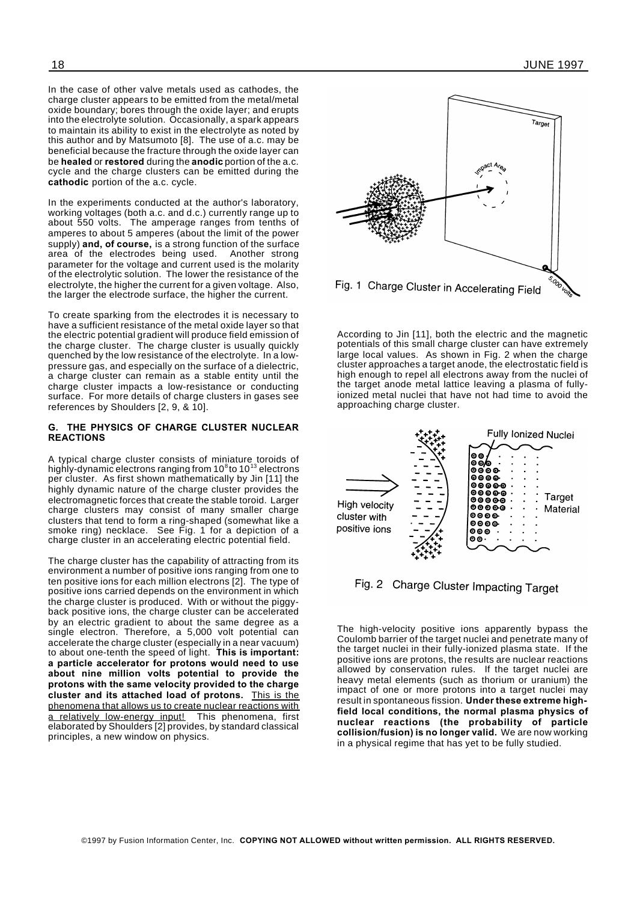In the case of other valve metals used as cathodes, the charge cluster appears to be emitted from the metal/metal oxide boundary; bores through the oxide layer; and erupts into the electrolyte solution. Occasionally, a spark appears to maintain its ability to exist in the electrolyte as noted by this author and by Matsumoto [8]. The use of a.c. may be beneficial because the fracture through the oxide layer can be **healed** or **restored** during the **anodic** portion of the a.c. cycle and the charge clusters can be emitted during the **cathodic** portion of the a.c. cycle.

In the experiments conducted at the author's laboratory, working voltages (both a.c. and d.c.) currently range up to about 550 volts. The amperage ranges from tenths of amperes to about 5 amperes (about the limit of the power supply) **and, of course,** is a strong function of the surface area of the electrodes being used. Another strong parameter for the voltage and current used is the molarity of the electrolytic solution. The lower the resistance of the electrolyte, the higher the current for a given voltage. Also, the larger the electrode surface, the higher the current.

To create sparking from the electrodes it is necessary to have a sufficient resistance of the metal oxide layer so that the electric potential gradient will produce field emission of the charge cluster. The charge cluster is usually quickly quenched by the low resistance of the electrolyte. In a low-pressure gas, and especially on the surface of a dielectric, a charge cluster can remain as a stable entity until the charge cluster impacts a low-resistance or conducting surface. For more details of charge clusters in gases see references by Shoulders [2, 9, & 10].

### G. THE PHYSICS OF CHARGE CLUSTER NUCLEAR REACTIONS

A typical charge cluster consists of miniature toroids of highly-dynamic electrons ranging from $10^8$ to $10^{13}$ electrons per cluster. As first shown mathematically by Jin [11] the highly dynamic nature of the charge cluster provides the electromagnetic forces that create the stable toroid. Larger charge clusters may consist of many smaller charge clusters that tend to form a ring-shaped (somewhat like a smoke ring) necklace. See Fig. 1 for a depiction of a charge cluster in an accelerating electric potential field.

The charge cluster has the capability of attracting from its environment a number of positive ions ranging from one to ten positive ions for each million electrons [2]. The type of positive ions carried depends on the environment in which the charge cluster is produced. With or without the piggy-back positive ions, the charge cluster can be accelerated by an electric gradient to about the same degree as a single electron. Therefore, a 5,000 volt potential can accelerate the charge cluster (especially in a near vacuum) to about one-tenth the speed of light. **This is important: a particle accelerator for protons would need to use about nine million volts potential to provide the protons with the same velocity provided to the charge cluster and its attached load of protons.** <u>This is the phenomena that allows us to create nuclear reactions with a relatively low-energy input!</u> This phenomena, first elaborated by Shoulders [2] provides, by standard classical principles, a new window on physics.

Fig. 1 Charge Cluster in Accelerating Field

According to Jin [11], both the electric and the magnetic potentials of this small charge cluster can have extremely large local values. As shown in Fig. 2 when the charge cluster approaches a target anode, the electrostatic field is high enough to repel all electrons away from the nuclei of the target anode metal lattice leaving a plasma of fully-ionized metal nuclei that have not had time to avoid the approaching charge cluster.

Fig. 2 Charge Cluster Impacting Target

The high-velocity positive ions apparently bypass the Coulomb barrier of the target nuclei and penetrate many of the target nuclei in their fully-ionized plasma state. If the positive ions are protons, the results are nuclear reactions allowed by conservation rules. If the target nuclei are heavy metal elements (such as thorium or uranium) the impact of one or more protons into a target nuclei may result in spontaneous fission. **Under these extreme high-field local conditions, the normal plasma physics of nuclear reactions (the probability of particle collision/fusion) is no longer valid.** We are now working in a physical regime that has yet to be fully studied.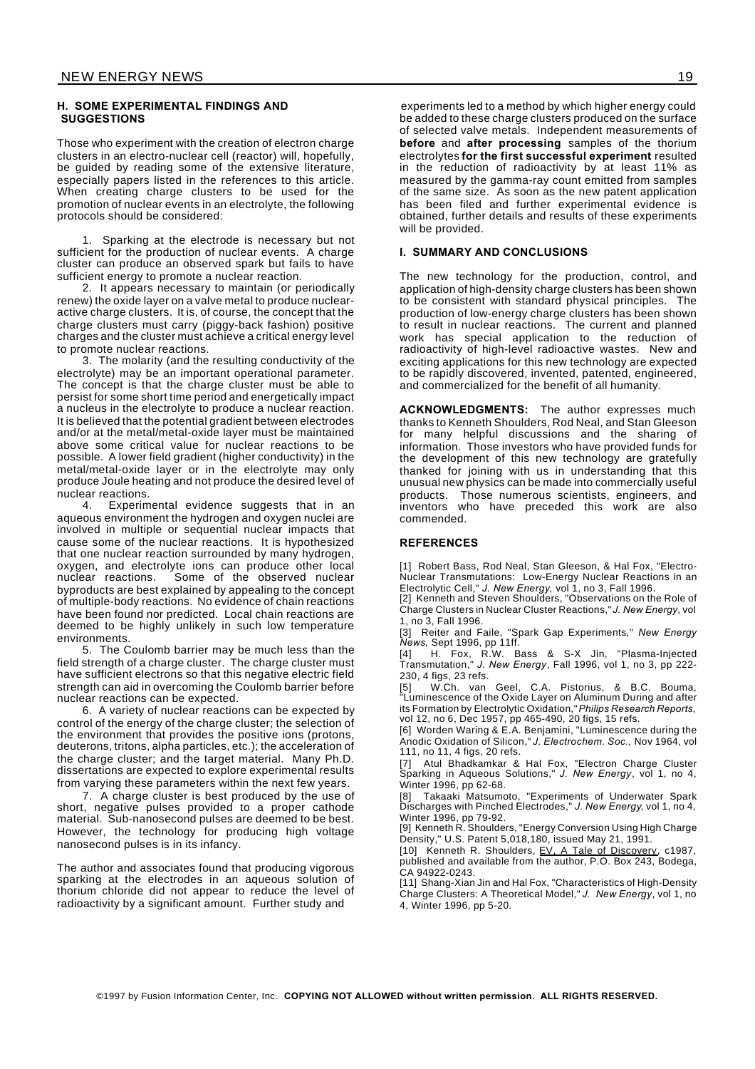### H. SOME EXPERIMENTAL FINDINGS AND SUGGESTIONS

Those who experiment with the creation of electron charge clusters in an electro-nuclear cell (reactor) will, hopefully, be guided by reading some of the extensive literature, especially papers listed in the references to this article. When creating charge clusters to be used for the promotion of nuclear events in an electrolyte, the following protocols should be considered:

1. Sparking at the electrode is necessary but not sufficient for the production of nuclear events. A charge cluster can produce an observed spark but fails to have sufficient energy to promote a nuclear reaction.
2. It appears necessary to maintain (or periodically renew) the oxide layer on a valve metal to produce nuclear-active charge clusters. It is, of course, the concept that the charge clusters must carry (piggy-back fashion) positive charges and the cluster must achieve a critical energy level to promote nuclear reactions.
3. The molarity (and the resulting conductivity of the electrolyte) may be an important operational parameter. The concept is that the charge cluster must be able to persist for some short time period and energetically impact a nucleus in the electrolyte to produce a nuclear reaction. It is believed that the potential gradient between electrodes and/or at the metal/metal-oxide layer must be maintained above some critical value for nuclear reactions to be possible. A lower field gradient (higher conductivity) in the metal/metal-oxide layer or in the electrolyte may only produce Joule heating and not produce the desired level of nuclear reactions.
4. Experimental evidence suggests that in an aqueous environment the hydrogen and oxygen nuclei are involved in multiple or sequential nuclear impacts that cause some of the nuclear reactions. It is hypothesized that one nuclear reaction surrounded by many hydrogen, oxygen, and electrolyte ions can produce other local nuclear reactions. Some of the observed nuclear byproducts are best explained by appealing to the concept of multiple-body reactions. No evidence of chain reactions have been found nor predicted. Local chain reactions are deemed to be highly unlikely in such low temperature environments.
5. The Coulomb barrier may be much less than the field strength of a charge cluster. The charge cluster must have sufficient electrons so that this negative electric field strength can aid in overcoming the Coulomb barrier before nuclear reactions can be expected.
6. A variety of nuclear reactions can be expected by control of the energy of the charge cluster; the selection of the environment that provides the positive ions (protons, deuterons, tritons, alpha particles, etc.); the acceleration of the charge cluster; and the target material. Many Ph.D. dissertations are expected to explore experimental results from varying these parameters within the next few years.
7. A charge cluster is best produced by the use of short, negative pulses provided to a proper cathode material. Sub-nanosecond pulses are deemed to be best. However, the technology for producing high voltage nanosecond pulses is in its infancy.

The author and associates found that producing vigorous sparking at the electrodes in an aqueous solution of thorium chloride did not appear to reduce the level of radioactivity by a significant amount. Further study and experiments led to a method by which higher energy could be added to these charge clusters produced on the surface of selected valve metals. Independent measurements of **before** and **after processing** samples of the thorium electrolytes **for the first successful experiment** resulted in the reduction of radioactivity by at least 11% as measured by the gamma-ray count emitted from samples of the same size. As soon as the new patent application has been filed and further experimental evidence is obtained, further details and results of these experiments will be provided.

### I. SUMMARY AND CONCLUSIONS

The new technology for the production, control, and application of high-density charge clusters has been shown to be consistent with standard physical principles. The production of low-energy charge clusters has been shown to result in nuclear reactions. The current and planned work has special application to the reduction of radioactivity of high-level radioactive wastes. New and exciting applications for this new technology are expected to be rapidly discovered, invented, patented, engineered, and commercialized for the benefit of all humanity.

**ACKNOWLEDGMENTS:** The author expresses much thanks to Kenneth Shoulders, Rod Neal, and Stan Gleeson for many helpful discussions and the sharing of information. Those investors who have provided funds for the development of this new technology are gratefully thanked for joining with us in understanding that this unusual new physics can be made into commercially useful products. Those numerous scientists, engineers, and inventors who have preceded this work are also commended.

### REFERENCES

[1] Robert Bass, Rod Neal, Stan Gleeson, & Hal Fox, "Electro-Nuclear Transmutations: Low-Energy Nuclear Reactions in an Electrolytic Cell," *J. New Energy*, vol 1, no 3, Fall 1996.

[2] Kenneth and Steven Shoulders, "Observations on the Role of Charge Clusters in Nuclear Cluster Reactions," *J. New Energy*, vol 1, no 3, Fall 1996.

[3] Reiter and Faile, "Spark Gap Experiments," *New Energy News*, Sept 1996, pp 11ff.

[4] H. Fox, R.W. Bass & S-X Jin, "Plasma-Injected Transmutation," *J. New Energy*, Fall 1996, vol 1, no 3, pp 222-230, 4 figs, 23 refs.

[5] W.Ch. van Geel, C.A. Pistorius, & B.C. Bouma, "Luminescence of the Oxide Layer on Aluminum During and after its Formation by Electrolytic Oxidation," *Philips Research Reports*, vol 12, no 6, Dec 1957, pp 465-490, 20 figs, 15 refs.

[6] Worden Waring & E.A. Benjamini, "Luminescence during the Anodic Oxidation of Silicon," *J. Electrochem. Soc.,* Nov 1964, vol 111, no 11, 4 figs, 20 refs.

[7] Atul Bhadkamkar & Hal Fox, "Electron Charge Cluster Sparking in Aqueous Solutions," *J. New Energy*, vol 1, no 4, Winter 1996, pp 62-68.

[8] Takaaki Matsumoto, "Experiments of Underwater Spark Discharges with Pinched Electrodes," *J. New Energy*, vol 1, no 4, Winter 1996, pp 79-92.

[9] Kenneth R. Shoulders, "Energy Conversion Using High Charge Density," U.S. Patent 5,018,180, issued May 21, 1991.

[10] Kenneth R. Shoulders, EV, A Tale of Discovery, c1987, published and available from the author, P.O. Box 243, Bodega, CA 94922-0243.

[11] Shang-Xian Jin and Hal Fox, "Characteristics of High-Density Charge Clusters: A Theoretical Model," *J. New Energy*, vol 1, no 4, Winter 1996, pp 5-20.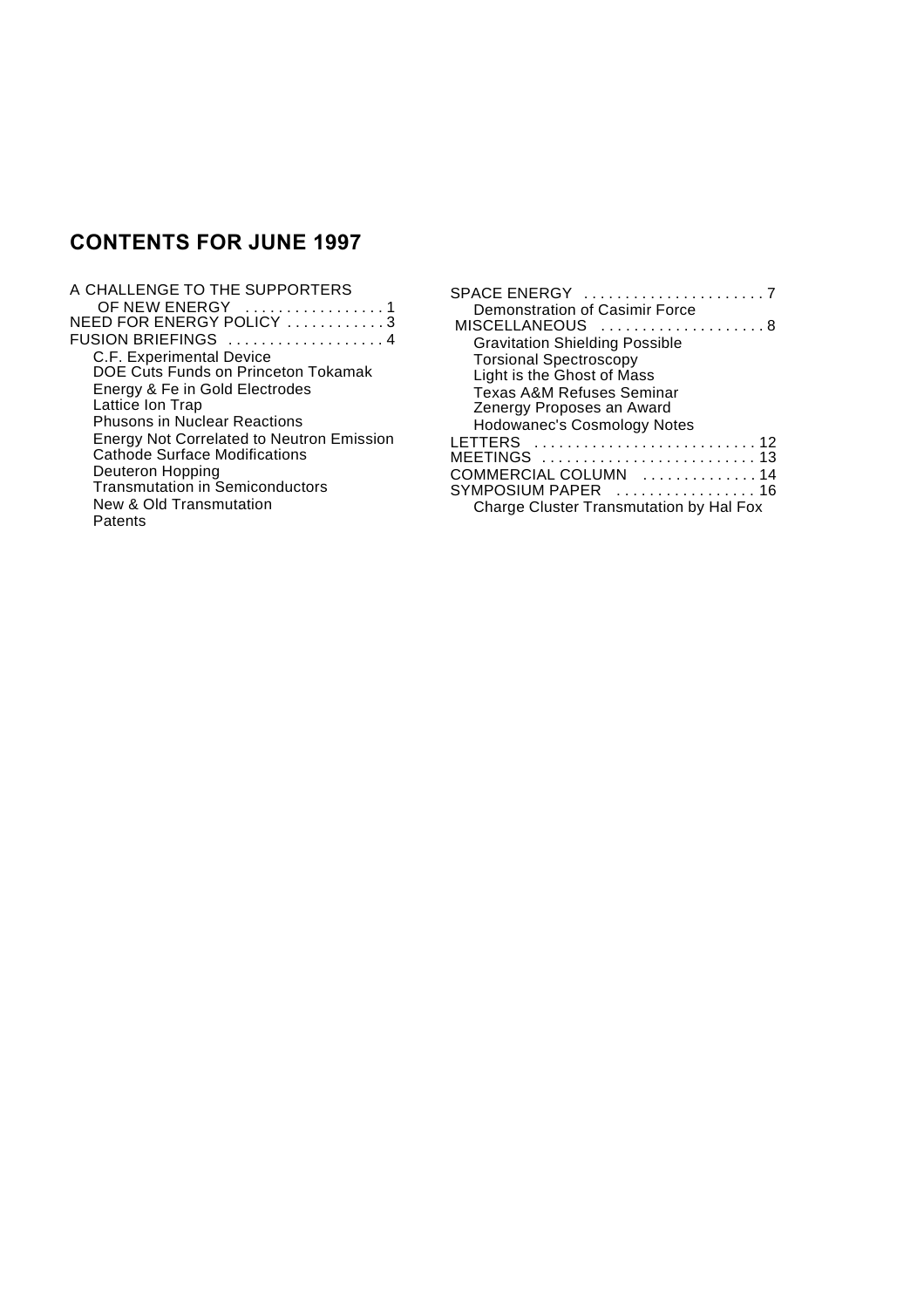## CONTENTS FOR JUNE 1997

A CHALLENGE TO THE SUPPORTERS OF NEW ENERGY . . . . . . . . . . . . . . . . 1

NEED FOR ENERGY POLICY . . . . . . . . . . . 3

FUSION BRIEFINGS . . . . . . . . . . . . . . . . . . . 4

- C.F. Experimental Device
- DOE Cuts Funds on Princeton Tokamak
- Energy & Fe in Gold Electrodes
- Lattice Ion Trap
- Phusons in Nuclear Reactions
- Energy Not Correlated to Neutron Emission
- Cathode Surface Modifications
- Deuteron Hopping
- Transmutation in Semiconductors
- New & Old Transmutation
- Patents

SPACE ENERGY . . . . . . . . . . . . . . . . . . . . . 7

- Demonstration of Casimir Force

MISCELLANEOUS . . . . . . . . . . . . . . . . . . . . 8

- Gravitation Shielding Possible
- Torsional Spectroscopy
- Light is the Ghost of Mass
- Texas A&M Refuses Seminar
- Zenergy Proposes an Award
- Hodowanec's Cosmology Notes

LETTERS . . . . . . . . . . . . . . . . . . . . . . . . . . 12

MEETINGS . . . . . . . . . . . . . . . . . . . . . . . . . 13

COMMERCIAL COLUMN . . . . . . . . . . . . . 14

SYMPOSIUM PAPER . . . . . . . . . . . . . . . . . 16

- Charge Cluster Transmutation by Hal Fox